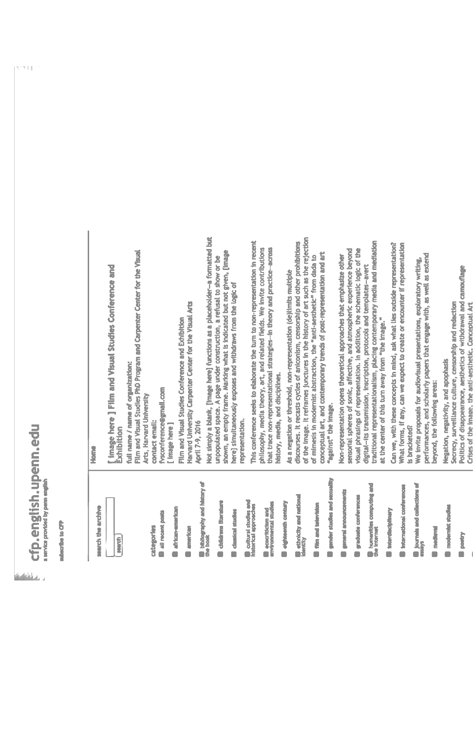# cfp.english.upenn.edu

a service provided by penn english

subscribe to CFP

search the archive

search

categories

- all recent posts
- african-american
- american
- bibliography and history of the book
- childrens literature
- classical studies
- cultural studies and historical approaches
- ecocriticism and environmental studies
- eighteenth century
- ethnicity and national identity
- film and television
- gender studies and sexuality
- general announcements
- graduate conferences
- humanities computing and the internet
- interdisciplinary
- international conferences
- journals and collections of essays
- medieval
- modernist studies
- poetry

Home

## [ image here ] Film and Visual Studies Conference and Exhibition

full name / name of organization:
Film and Visual Studies PhD Program and Carpenter Center for the Visual Arts, Harvard University

contact email:
fvsconference@gmail.com

[ image here ]

Film and Visual Studies Conference and Exhibition
Harvard University Carpenter Center for the Visual Arts
April 7-9, 2016

Not simply a blank, [image here] functions as a placeholder—a formatted but unpopulated space. A page under construction, a refusal to show or be shown, an empty frame. Marking what is indicated but not given, [image here] simultaneously exposes and withdraws from the logic of representation.

This conference seeks to elaborate the turn to non-representation in recent philosophy, media theory, art, and related fields. We invite contributions that trace non-representational strategies—in theory and practice—across history, media, and disciplines.

As a negation or threshold, non-representation (de)limits multiple discourses. It recasts cycles of aniconism, censorship and other prohibitions of the image. It reframes junctures in the history of art such as the rejection of mimesis in modernist abstraction, the "anti-aesthetic" from dada to conceptual art, and contemporary trends of post-representation and art "against" the image.

Non-representation opens theoretical approaches that emphasize other sensorial spheres of sonic, affective, and atmospheric experience beyond visual phrasings of representation. In addition, the schematic logic of the digital—its transmission, inscription, protocols and templates—avert traditional representationalism, placing contemporary media and mediation at the center of this turn away from "the image."

Can we, with these concepts in mind, ask what lies outside representation? What forms, if any, can we expect to create or encounter if representation is bracketed?

We invite proposals for audiovisual presentations, exploratory writing, performances, and scholarly papers that engage with, as well as extend beyond, the following areas:

Negation, negativity, and apophasis
Secrecy, surveillance culture, censorship and redaction
Politics of disappearance, aesthetics of withdrawal and camouflage
Crises of the image, the anti-aesthetic, Conceptual Art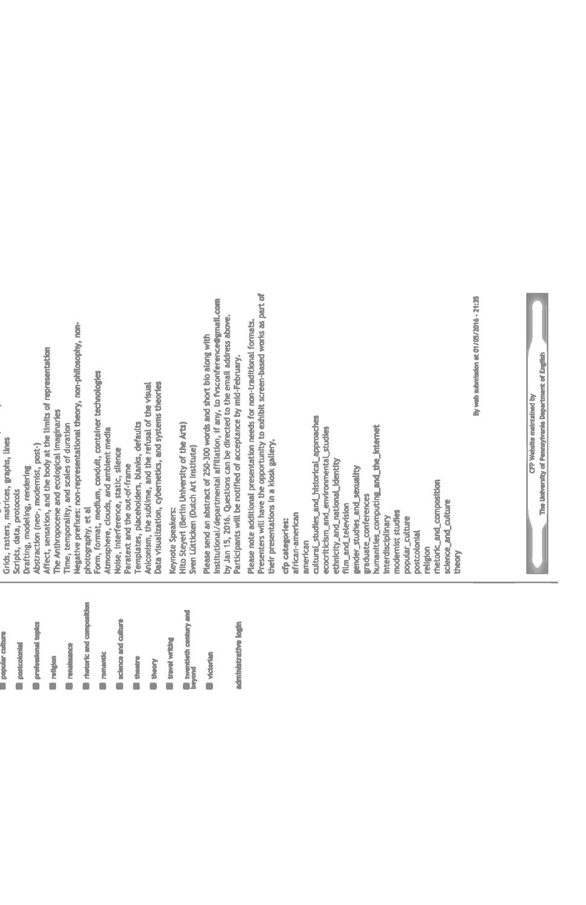- popular culture
- postcolonial
- professional topics
- religion
- renaissance
- rhetoric and composition
- romantic
- science and culture
- theatre
- theory
- travel writing
- twentieth century and beyond
- victorian

administrative login

Grids, rasters, matrices, graphs, lines
Scripts, data, protocols
Drafting, modeling, rendering
Abstraction (neo-, modernist, post-)
Affect, sensation, and the body at the limits of representation
The Anthropocene and ecological imaginaries
Time, temporality, and scales of duration
Negative prefixes: non-representational theory, non-philosophy, non-photography, et al
Form, format, medium, conduit, container technologies
Atmosphere, clouds, and ambient media
Noise, interference, static, silence
Paratext and the out-of-frame
Templates, placeholders, blanks, defaults
Aniconism, the sublime, and the refusal of the visual
Data visualization, cybernetics, and systems theories

Keynote Speakers:
Hito Steyerl (Berlin University of the Arts)
Sven Lütticken (Dutch Art Institute)

Please send an abstract of 250-300 words and short bio along with institutional/departmental affiliation, if any, to fvsconference@gmail.com by Jan 15, 2016. Questions can be directed to the email address above. Participants will be notified of acceptance by mid-February.

Please note additional presentation needs for non-traditional formats. Presenters will have the opportunity to exhibit screen-based works as part of their presentations in a kiosk gallery.

cfp categories:
african-american
american
cultural_studies_and_historical_approaches
ecocriticism_and_environmental_studies
ethnicity_and_national_identity
film_and_television
gender_studies_and_sexuality
graduate_conferences
humanities_computing_and_the_internet
interdisciplinary
modernist studies
popular_culture
postcolonial
religion
rhetoric_and_composition
science_and_culture
theory

By web submission at 01/03/2016 - 21:35

CFP Website maintained by
The University of Pennsylvania Department of English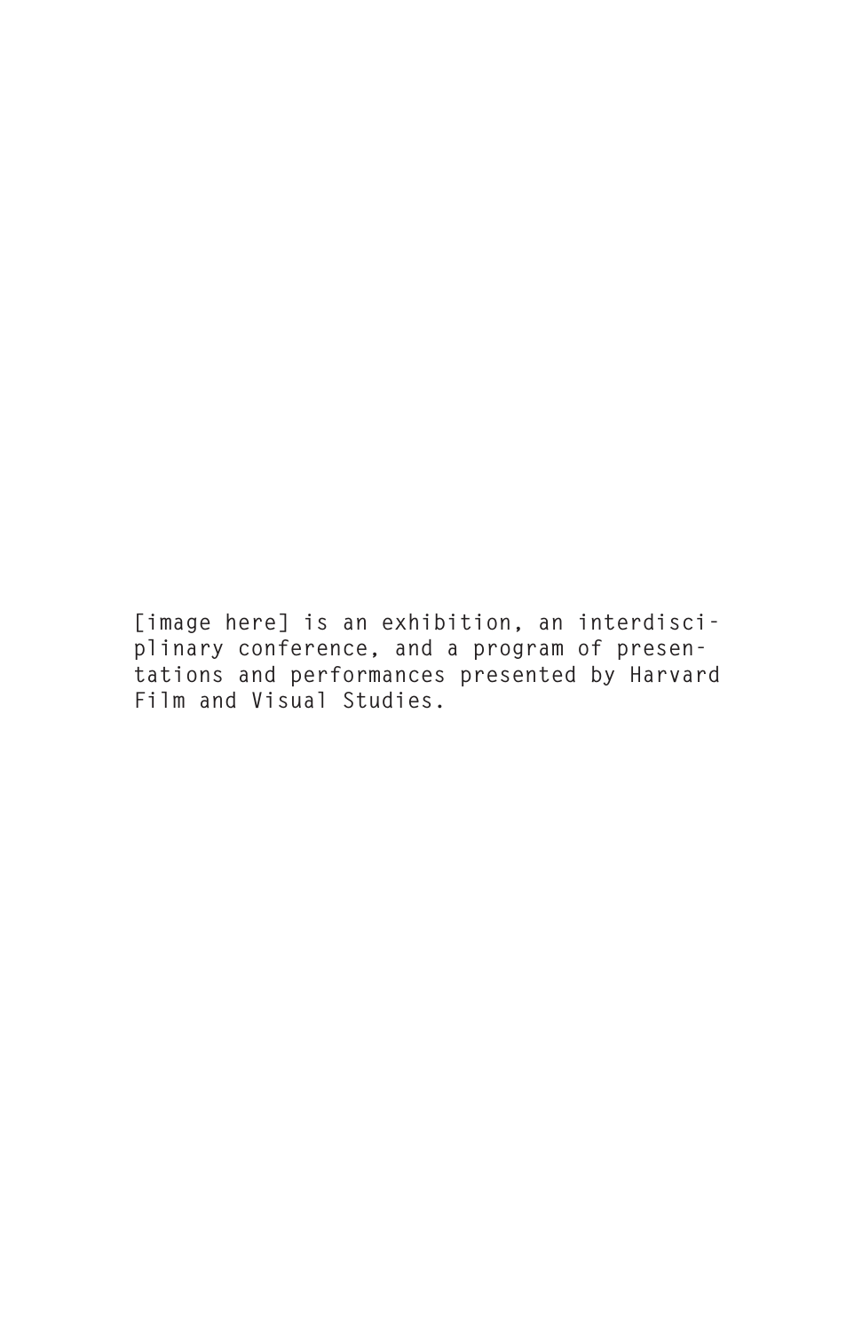[image here] is an exhibition, an interdisciplinary conference, and a program of presentations and performances presented by Harvard Film and Visual Studies.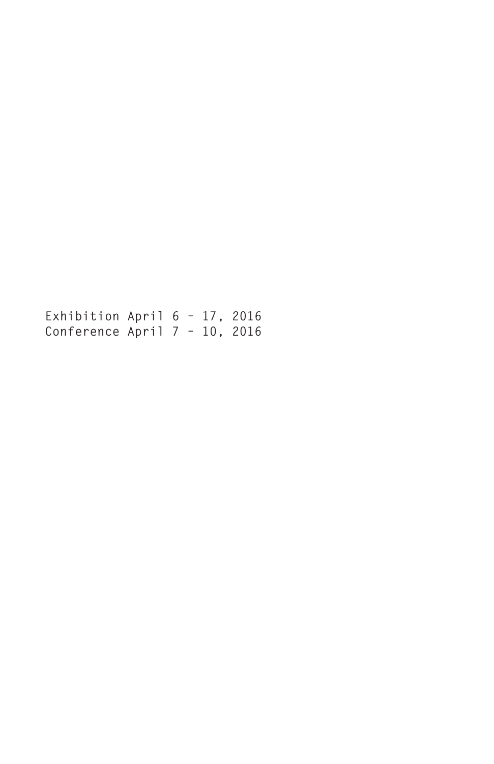Exhibition April 6 – 17, 2016
Conference April 7 – 10, 2016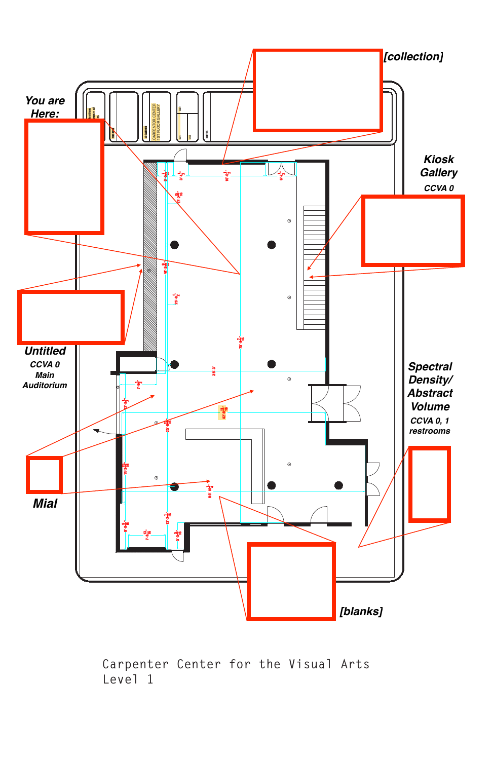[collection]

You are Here:

Kiosk Gallery

CCVA 0

Untitled

CCVA 0 Main Auditorium

Spectral Density/ Abstract Volume

CCVA 0, 1 restrooms

Mial

[blanks]

Carpenter Center for the Visual Arts
Level 1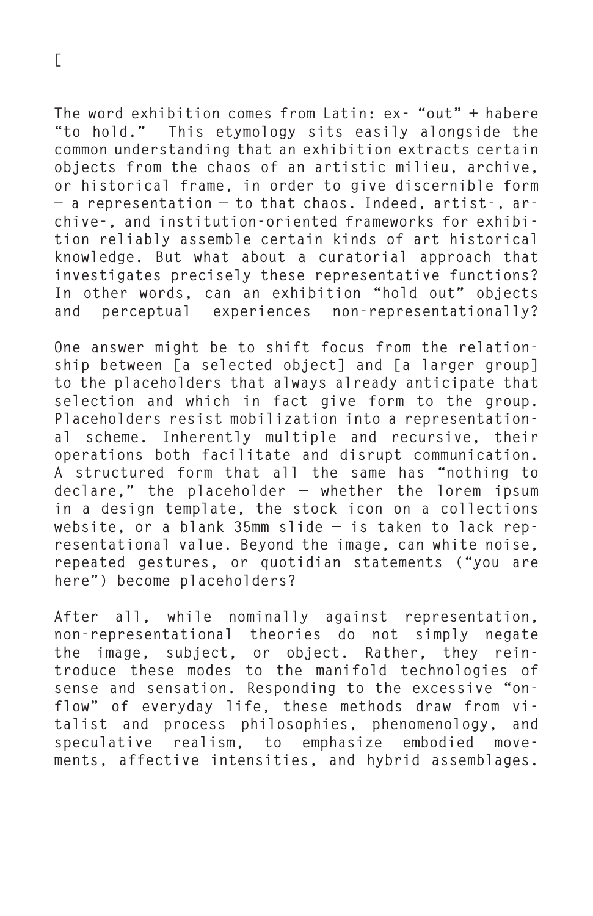[

The word exhibition comes from Latin: ex- “out” + habere “to hold.” This etymology sits easily alongside the common understanding that an exhibition extracts certain objects from the chaos of an artistic milieu, archive, or historical frame, in order to give discernible form — a representation — to that chaos. Indeed, artist-, archive-, and institution-oriented frameworks for exhibition reliably assemble certain kinds of art historical knowledge. But what about a curatorial approach that investigates precisely these representative functions? In other words, can an exhibition “hold out” objects and perceptual experiences non-representationally?

One answer might be to shift focus from the relationship between [a selected object] and [a larger group] to the placeholders that always already anticipate that selection and which in fact give form to the group. Placeholders resist mobilization into a representational scheme. Inherently multiple and recursive, their operations both facilitate and disrupt communication. A structured form that all the same has “nothing to declare,” the placeholder — whether the lorem ipsum in a design template, the stock icon on a collections website, or a blank 35mm slide — is taken to lack representational value. Beyond the image, can white noise, repeated gestures, or quotidian statements (“you are here”) become placeholders?

After all, while nominally against representation, non-representational theories do not simply negate the image, subject, or object. Rather, they reintroduce these modes to the manifold technologies of sense and sensation. Responding to the excessive “onflow” of everyday life, these methods draw from vitalist and process philosophies, phenomenology, and speculative realism, to emphasize embodied movements, affective intensities, and hybrid assemblages.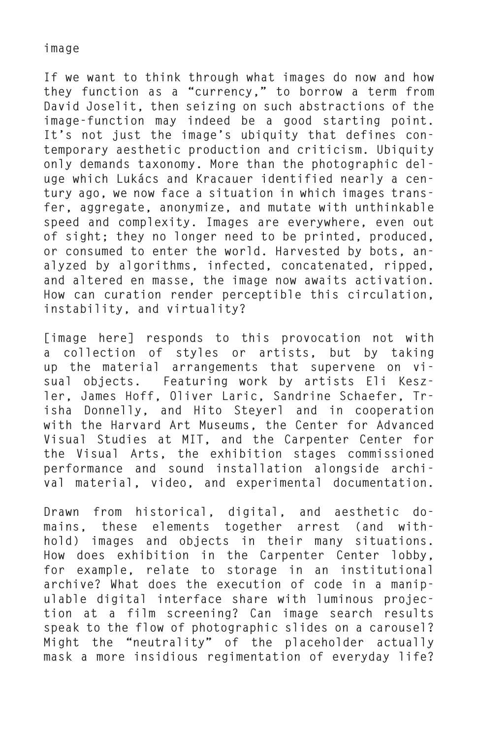image

If we want to think through what images do now and how they function as a "currency," to borrow a term from David Joselit, then seizing on such abstractions of the image-function may indeed be a good starting point. It's not just the image's ubiquity that defines contemporary aesthetic production and criticism. Ubiquity only demands taxonomy. More than the photographic deluge which Lukács and Kracauer identified nearly a century ago, we now face a situation in which images transfer, aggregate, anonymize, and mutate with unthinkable speed and complexity. Images are everywhere, even out of sight; they no longer need to be printed, produced, or consumed to enter the world. Harvested by bots, analyzed by algorithms, infected, concatenated, ripped, and altered en masse, the image now awaits activation. How can curation render perceptible this circulation, instability, and virtuality?

[image here] responds to this provocation not with a collection of styles or artists, but by taking up the material arrangements that supervene on visual objects. Featuring work by artists Eli Keszler, James Hoff, Oliver Laric, Sandrine Schaefer, Trisha Donnelly, and Hito Steyerl and in cooperation with the Harvard Art Museums, the Center for Advanced Visual Studies at MIT, and the Carpenter Center for the Visual Arts, the exhibition stages commissioned performance and sound installation alongside archival material, video, and experimental documentation.

Drawn from historical, digital, and aesthetic domains, these elements together arrest (and withhold) images and objects in their many situations. How does exhibition in the Carpenter Center lobby, for example, relate to storage in an institutional archive? What does the execution of code in a manipulable digital interface share with luminous projection at a film screening? Can image search results speak to the flow of photographic slides on a carousel? Might the "neutrality" of the placeholder actually mask a more insidious regimentation of everyday life?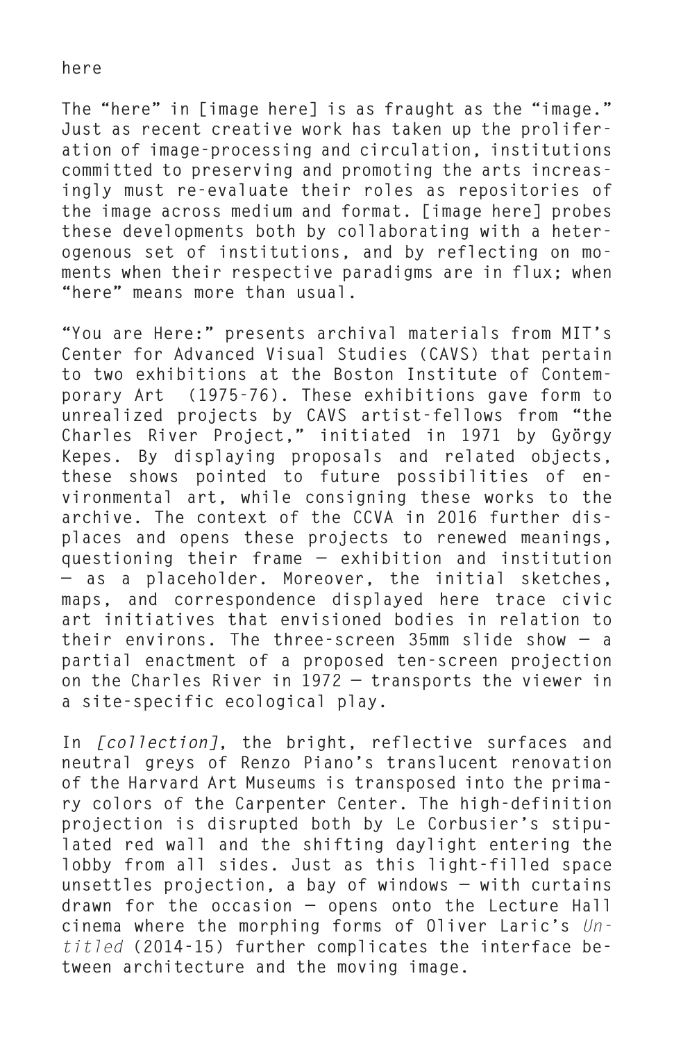here

The “here” in [image here] is as fraught as the “image.” Just as recent creative work has taken up the proliferation of image-processing and circulation, institutions committed to preserving and promoting the arts increasingly must re-evaluate their roles as repositories of the image across medium and format. [image here] probes these developments both by collaborating with a heterogenous set of institutions, and by reflecting on moments when their respective paradigms are in flux; when “here” means more than usual.

“You are Here:” presents archival materials from MIT’s Center for Advanced Visual Studies (CAVS) that pertain to two exhibitions at the Boston Institute of Contemporary Art (1975-76). These exhibitions gave form to unrealized projects by CAVS artist-fellows from “the Charles River Project,” initiated in 1971 by György Kepes. By displaying proposals and related objects, these shows pointed to future possibilities of environmental art, while consigning these works to the archive. The context of the CCVA in 2016 further displaces and opens these projects to renewed meanings, questioning their frame — exhibition and institution — as a placeholder. Moreover, the initial sketches, maps, and correspondence displayed here trace civic art initiatives that envisioned bodies in relation to their environs. The three-screen 35mm slide show — a partial enactment of a proposed ten-screen projection on the Charles River in 1972 — transports the viewer in a site-specific ecological play.

In *[collection]*, the bright, reflective surfaces and neutral greys of Renzo Piano’s translucent renovation of the Harvard Art Museums is transposed into the primary colors of the Carpenter Center. The high-definition projection is disrupted both by Le Corbusier’s stipulated red wall and the shifting daylight entering the lobby from all sides. Just as this light-filled space unsettles projection, a bay of windows — with curtains drawn for the occasion — opens onto the Lecture Hall cinema where the morphing forms of Oliver Laric’s *Untitled* (2014-15) further complicates the interface between architecture and the moving image.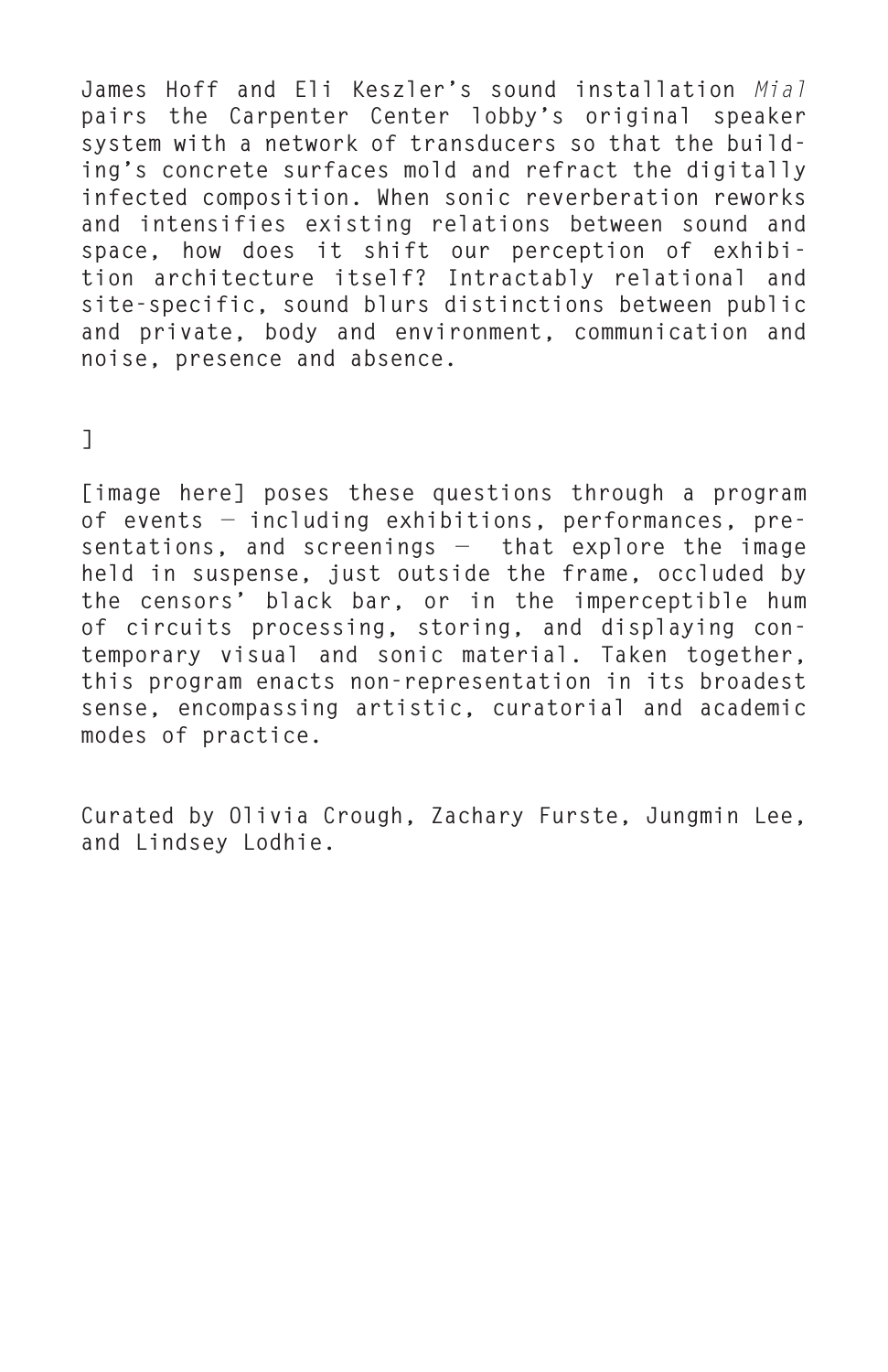James Hoff and Eli Keszler's sound installation *Mial* pairs the Carpenter Center lobby's original speaker system with a network of transducers so that the building's concrete surfaces mold and refract the digitally infected composition. When sonic reverberation reworks and intensifies existing relations between sound and space, how does it shift our perception of exhibition architecture itself? Intractably relational and site-specific, sound blurs distinctions between public and private, body and environment, communication and noise, presence and absence.

]

[image here] poses these questions through a program of events — including exhibitions, performances, presentations, and screenings — that explore the image held in suspense, just outside the frame, occluded by the censors' black bar, or in the imperceptible hum of circuits processing, storing, and displaying contemporary visual and sonic material. Taken together, this program enacts non-representation in its broadest sense, encompassing artistic, curatorial and academic modes of practice.

Curated by Olivia Crough, Zachary Furste, Jungmin Lee, and Lindsey Lodhie.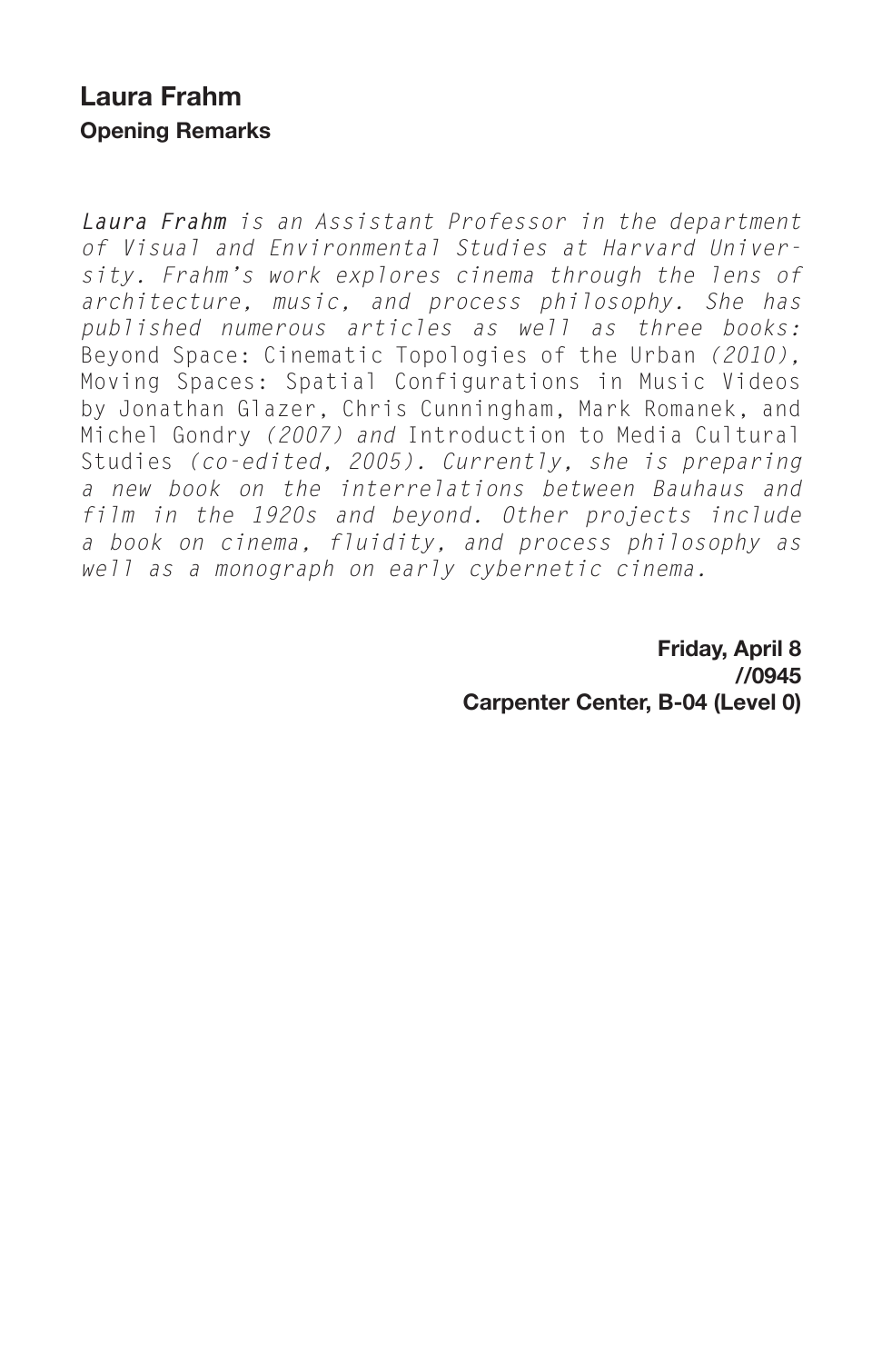## Laura Frahm

### Opening Remarks

***Laura Frahm*** *is an Assistant Professor in the department of Visual and Environmental Studies at Harvard University. Frahm's work explores cinema through the lens of architecture, music, and process philosophy. She has published numerous articles as well as three books:* Beyond Space: Cinematic Topologies of the Urban *(2010),* Moving Spaces: Spatial Configurations in Music Videos by Jonathan Glazer, Chris Cunningham, Mark Romanek, and Michel Gondry *(2007) and* Introduction to Media Cultural Studies *(co-edited, 2005). Currently, she is preparing a new book on the interrelations between Bauhaus and film in the 1920s and beyond. Other projects include a book on cinema, fluidity, and process philosophy as well as a monograph on early cybernetic cinema.*

**Friday, April 8**
**//0945**
**Carpenter Center, B-04 (Level 0)**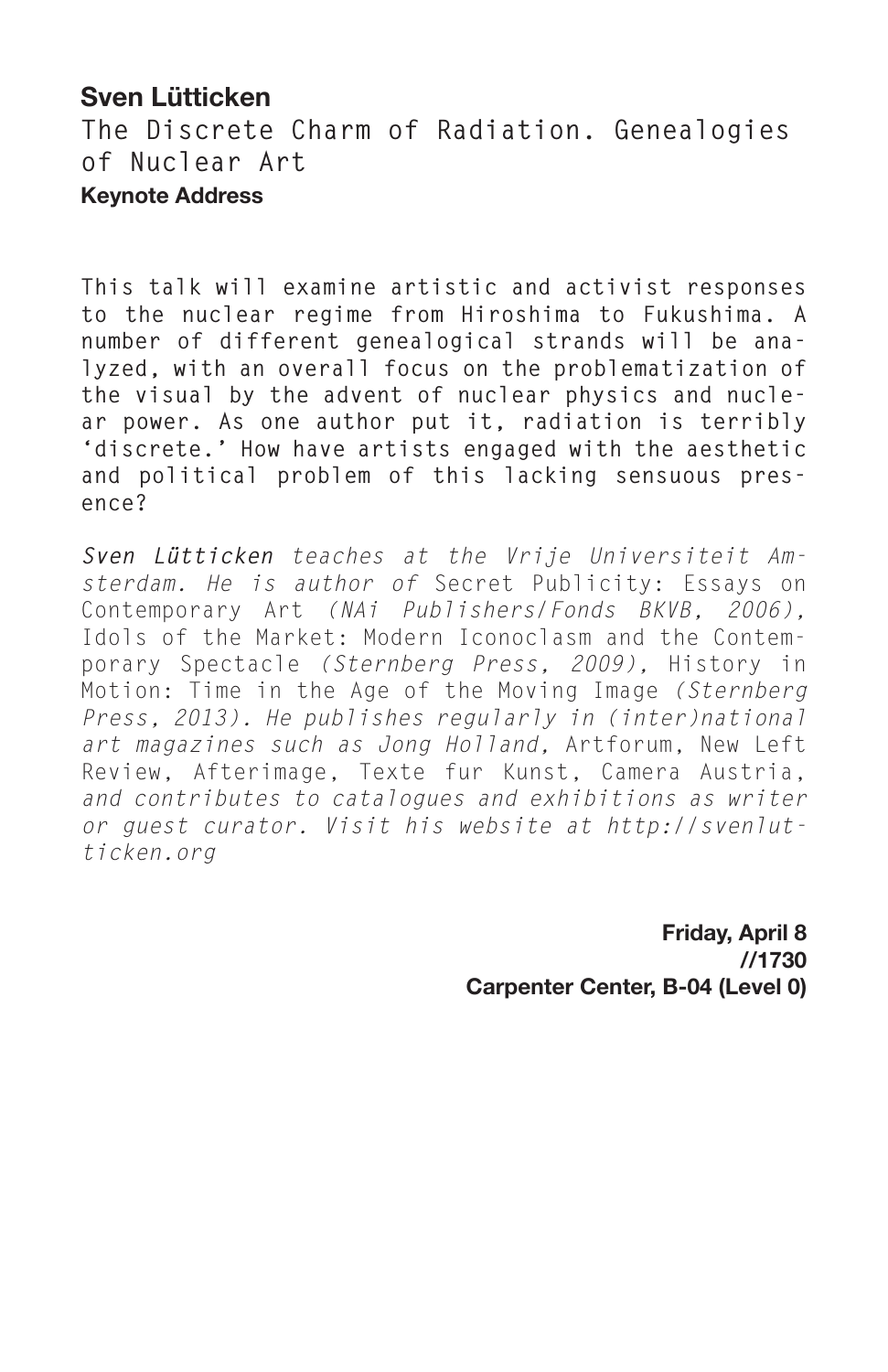## Sven Lütticken

### The Discrete Charm of Radiation. Genealogies of Nuclear Art

**Keynote Address**

This talk will examine artistic and activist responses to the nuclear regime from Hiroshima to Fukushima. A number of different genealogical strands will be analyzed, with an overall focus on the problematization of the visual by the advent of nuclear physics and nuclear power. As one author put it, radiation is terribly 'discrete.' How have artists engaged with the aesthetic and political problem of this lacking sensuous presence?

***Sven Lütticken*** *teaches at the Vrije Universiteit Amsterdam. He is author of* Secret Publicity: Essays on Contemporary Art *(NAi Publishers/Fonds BKVB, 2006),* Idols of the Market: Modern Iconoclasm and the Contemporary Spectacle *(Sternberg Press, 2009),* History in Motion: Time in the Age of the Moving Image *(Sternberg Press, 2013). He publishes regularly in (inter)national art magazines such as Jong Holland,* Artforum, New Left Review, Afterimage, Texte fur Kunst, Camera Austria, *and contributes to catalogues and exhibitions as writer or guest curator. Visit his website at http://svenlutticken.org*

**Friday, April 8**
**//1730**
**Carpenter Center, B-04 (Level 0)**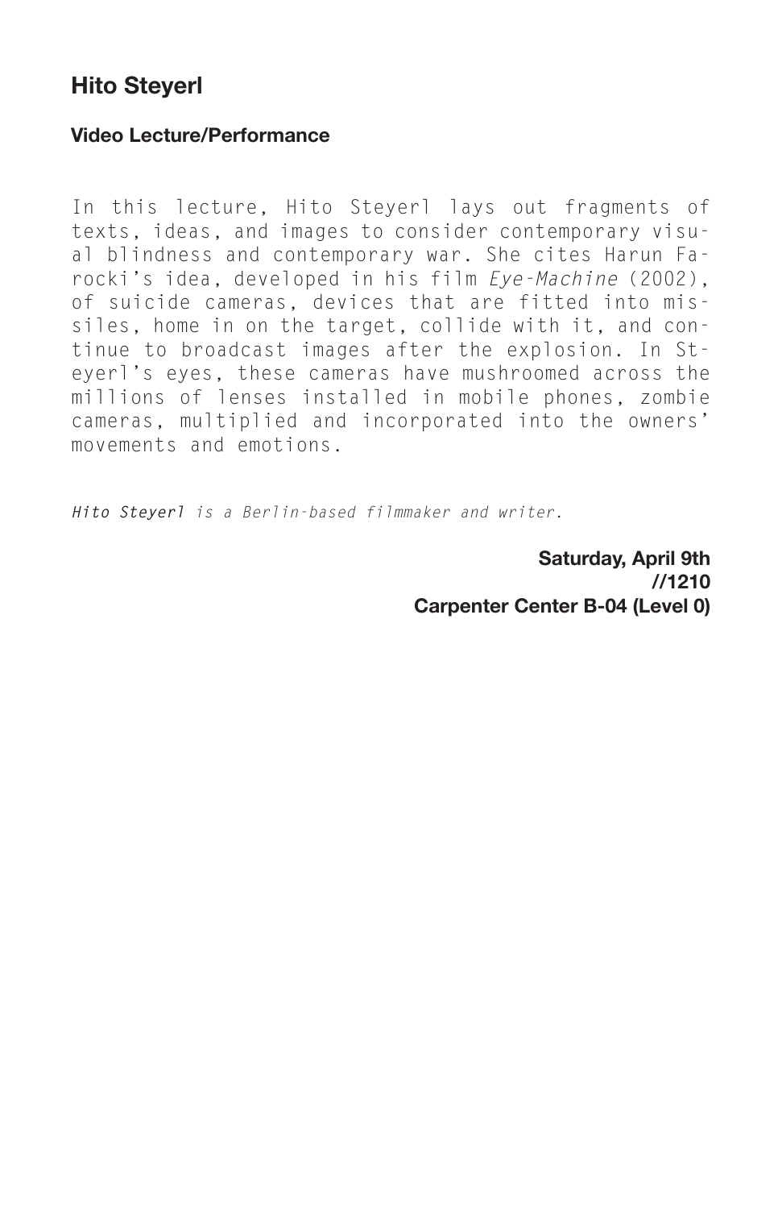# Hito Steyerl

### Video Lecture/Performance

In this lecture, Hito Steyerl lays out fragments of texts, ideas, and images to consider contemporary visual blindness and contemporary war. She cites Harun Farocki's idea, developed in his film *Eye-Machine* (2002), of suicide cameras, devices that are fitted into missiles, home in on the target, collide with it, and continue to broadcast images after the explosion. In Steyerl's eyes, these cameras have mushroomed across the millions of lenses installed in mobile phones, zombie cameras, multiplied and incorporated into the owners' movements and emotions.

***Hito Steyerl*** *is a Berlin-based filmmaker and writer.*

**Saturday, April 9th**
**//1210**
**Carpenter Center B-04 (Level 0)**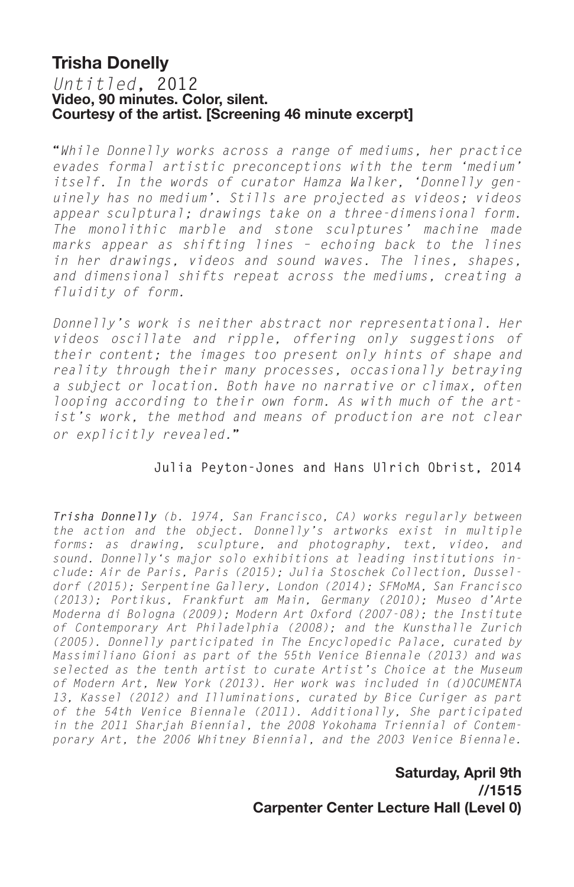## Trisha Donelly

*Untitled*, 2012
**Video, 90 minutes. Color, silent.**
**Courtesy of the artist. [Screening 46 minute excerpt]**

"*While Donnelly works across a range of mediums, her practice evades formal artistic preconceptions with the term 'medium' itself. In the words of curator Hamza Walker, 'Donnelly genuinely has no medium'. Stills are projected as videos; videos appear sculptural; drawings take on a three-dimensional form. The monolithic marble and stone sculptures' machine made marks appear as shifting lines – echoing back to the lines in her drawings, videos and sound waves. The lines, shapes, and dimensional shifts repeat across the mediums, creating a fluidity of form.*

*Donnelly's work is neither abstract nor representational. Her videos oscillate and ripple, offering only suggestions of their content; the images too present only hints of shape and reality through their many processes, occasionally betraying a subject or location. Both have no narrative or climax, often looping according to their own form. As with much of the artist's work, the method and means of production are not clear or explicitly revealed.*"

Julia Peyton-Jones and Hans Ulrich Obrist, 2014

***Trisha Donnelly*** *(b. 1974, San Francisco, CA) works regularly between the action and the object. Donnelly's artworks exist in multiple forms: as drawing, sculpture, and photography, text, video, and sound. Donnelly's major solo exhibitions at leading institutions include: Air de Paris, Paris (2015); Julia Stoschek Collection, Dusseldorf (2015); Serpentine Gallery, London (2014); SFMoMA, San Francisco (2013); Portikus, Frankfurt am Main, Germany (2010); Museo d'Arte Moderna di Bologna (2009); Modern Art Oxford (2007-08); the Institute of Contemporary Art Philadelphia (2008); and the Kunsthalle Zurich (2005). Donnelly participated in The Encyclopedic Palace, curated by Massimiliano Gioni as part of the 55th Venice Biennale (2013) and was selected as the tenth artist to curate Artist's Choice at the Museum of Modern Art, New York (2013). Her work was included in (d)OCUMENTA 13, Kassel (2012) and Illuminations, curated by Bice Curiger as part of the 54th Venice Biennale (2011). Additionally, She participated in the 2011 Sharjah Biennial, the 2008 Yokohama Triennial of Contemporary Art, the 2006 Whitney Biennial, and the 2003 Venice Biennale.*

**Saturday, April 9th**
**//1515**
**Carpenter Center Lecture Hall (Level 0)**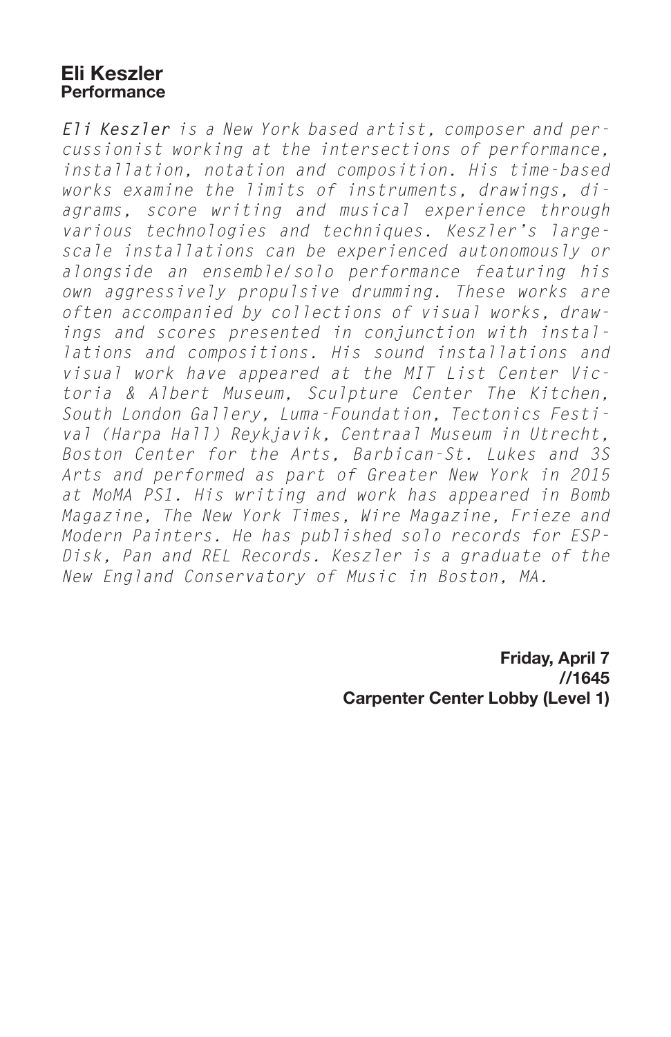## Eli Keszler
**Performance**

*Eli Keszler is a New York based artist, composer and percussionist working at the intersections of performance, installation, notation and composition. His time-based works examine the limits of instruments, drawings, diagrams, score writing and musical experience through various technologies and techniques. Keszler's large-scale installations can be experienced autonomously or alongside an ensemble/solo performance featuring his own aggressively propulsive drumming. These works are often accompanied by collections of visual works, drawings and scores presented in conjunction with installations and compositions. His sound installations and visual work have appeared at the MIT List Center Victoria & Albert Museum, Sculpture Center The Kitchen, South London Gallery, Luma-Foundation, Tectonics Festival (Harpa Hall) Reykjavik, Centraal Museum in Utrecht, Boston Center for the Arts, Barbican-St. Lukes and 3S Arts and performed as part of Greater New York in 2015 at MoMA PS1. His writing and work has appeared in Bomb Magazine, The New York Times, Wire Magazine, Frieze and Modern Painters. He has published solo records for ESP-Disk, Pan and REL Records. Keszler is a graduate of the New England Conservatory of Music in Boston, MA.*

**Friday, April 7**
**//1645**
**Carpenter Center Lobby (Level 1)**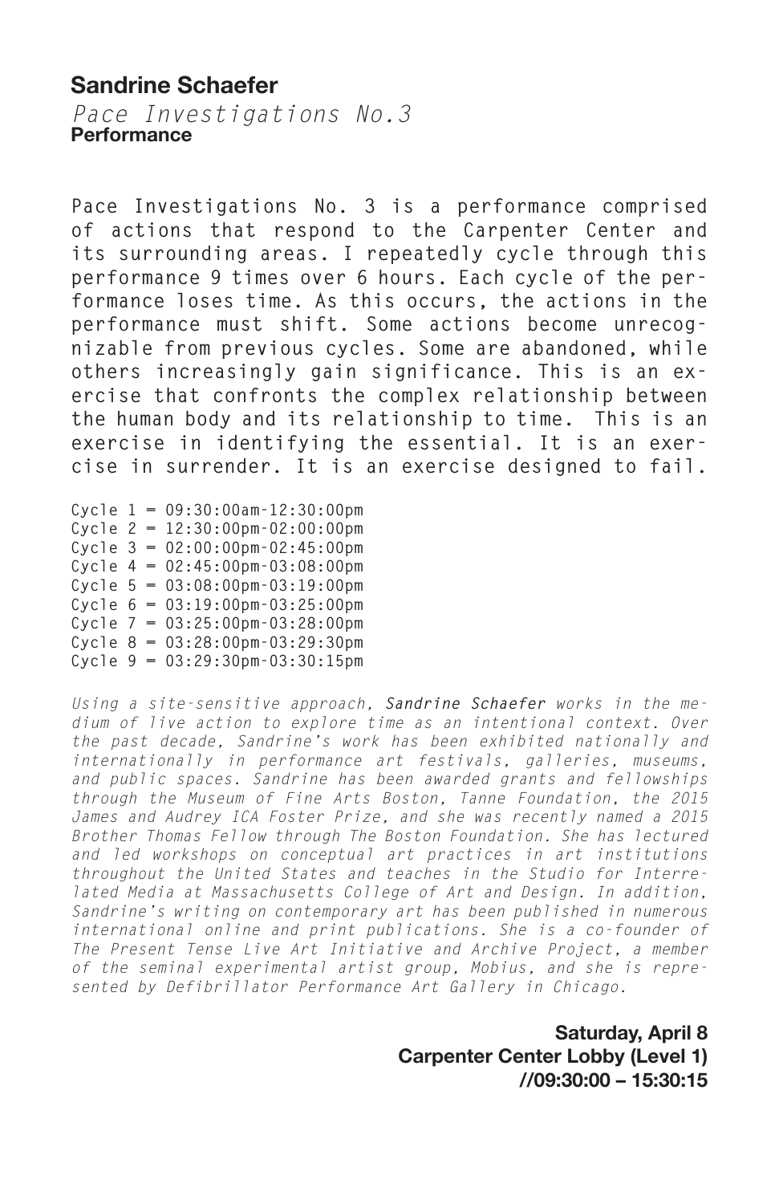## Sandrine Schaefer

*Pace Investigations No.3*
**Performance**

Pace Investigations No. 3 is a performance comprised of actions that respond to the Carpenter Center and its surrounding areas. I repeatedly cycle through this performance 9 times over 6 hours. Each cycle of the performance loses time. As this occurs, the actions in the performance must shift. Some actions become unrecognizable from previous cycles. Some are abandoned, while others increasingly gain significance. This is an exercise that confronts the complex relationship between the human body and its relationship to time. This is an exercise in identifying the essential. It is an exercise in surrender. It is an exercise designed to fail.

Cycle 1 = 09:30:00am-12:30:00pm
Cycle 2 = 12:30:00pm-02:00:00pm
Cycle 3 = 02:00:00pm-02:45:00pm
Cycle 4 = 02:45:00pm-03:08:00pm
Cycle 5 = 03:08:00pm-03:19:00pm
Cycle 6 = 03:19:00pm-03:25:00pm
Cycle 7 = 03:25:00pm-03:28:00pm
Cycle 8 = 03:28:00pm-03:29:30pm
Cycle 9 = 03:29:30pm-03:30:15pm

*Using a site-sensitive approach,* ***Sandrine Schaefer*** *works in the medium of live action to explore time as an intentional context. Over the past decade, Sandrine's work has been exhibited nationally and internationally in performance art festivals, galleries, museums, and public spaces. Sandrine has been awarded grants and fellowships through the Museum of Fine Arts Boston, Tanne Foundation, the 2015 James and Audrey ICA Foster Prize, and she was recently named a 2015 Brother Thomas Fellow through The Boston Foundation. She has lectured and led workshops on conceptual art practices in art institutions throughout the United States and teaches in the Studio for Interrelated Media at Massachusetts College of Art and Design. In addition, Sandrine's writing on contemporary art has been published in numerous international online and print publications. She is a co-founder of The Present Tense Live Art Initiative and Archive Project, a member of the seminal experimental artist group, Mobius, and she is represented by Defibrillator Performance Art Gallery in Chicago.*

**Saturday, April 8**
**Carpenter Center Lobby (Level 1)**
**//09:30:00 – 15:30:15**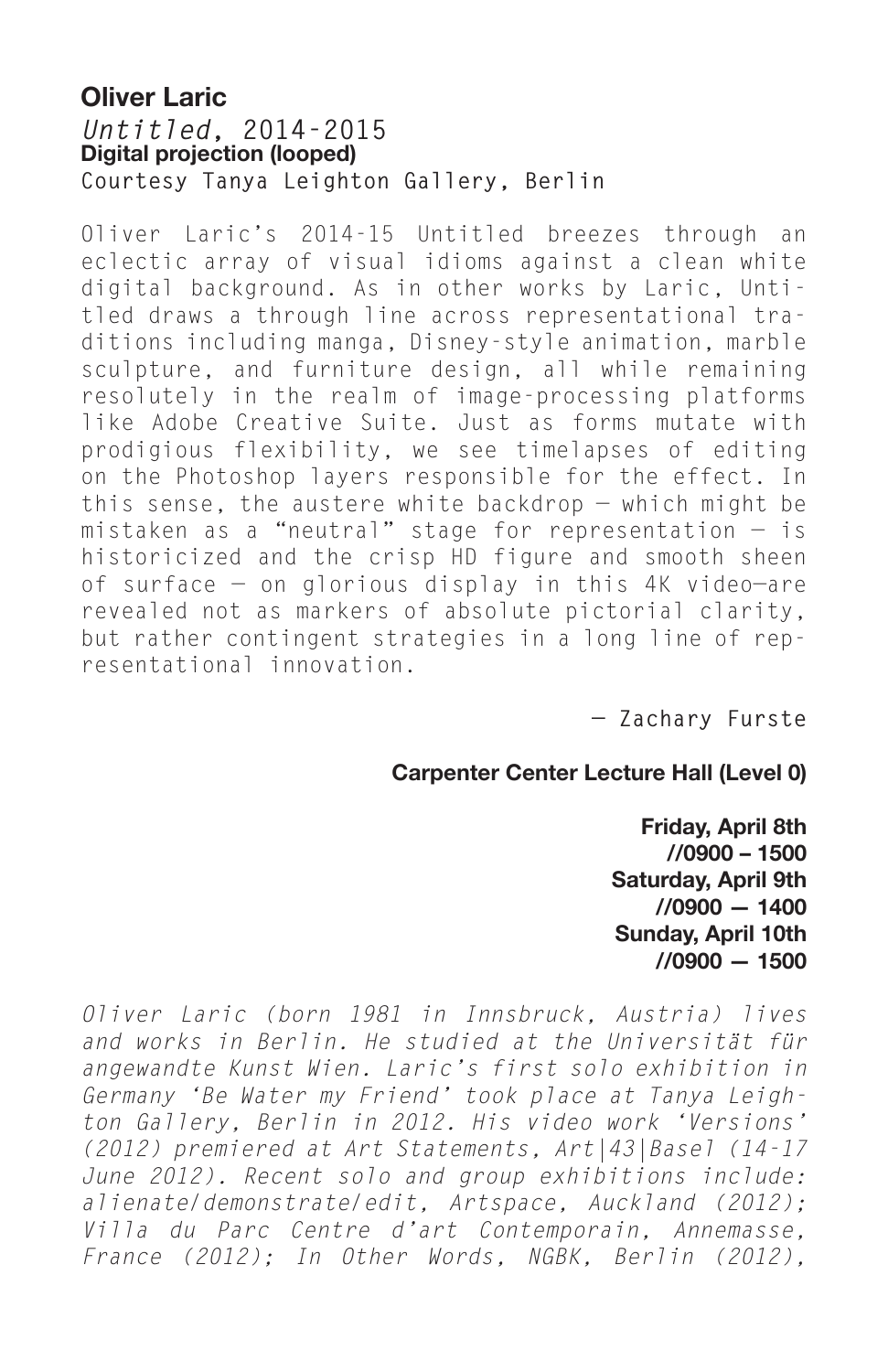## Oliver Laric

*Untitled*, 2014-2015
**Digital projection (looped)**
Courtesy Tanya Leighton Gallery, Berlin

Oliver Laric's 2014-15 Untitled breezes through an eclectic array of visual idioms against a clean white digital background. As in other works by Laric, Untitled draws a through line across representational traditions including manga, Disney-style animation, marble sculpture, and furniture design, all while remaining resolutely in the realm of image-processing platforms like Adobe Creative Suite. Just as forms mutate with prodigious flexibility, we see timelapses of editing on the Photoshop layers responsible for the effect. In this sense, the austere white backdrop — which might be mistaken as a "neutral" stage for representation — is historicized and the crisp HD figure and smooth sheen of surface — on glorious display in this 4K video—are revealed not as markers of absolute pictorial clarity, but rather contingent strategies in a long line of representational innovation.

— Zachary Furste

**Carpenter Center Lecture Hall (Level 0)**

**Friday, April 8th**
**//0900 – 1500**
**Saturday, April 9th**
**//0900 — 1400**
**Sunday, April 10th**
**//0900 — 1500**

*Oliver Laric (born 1981 in Innsbruck, Austria) lives and works in Berlin. He studied at the Universität für angewandte Kunst Wien. Laric's first solo exhibition in Germany 'Be Water my Friend' took place at Tanya Leighton Gallery, Berlin in 2012. His video work 'Versions' (2012) premiered at Art Statements, Art|43|Basel (14-17 June 2012). Recent solo and group exhibitions include: alienate/demonstrate/edit, Artspace, Auckland (2012); Villa du Parc Centre d'art Contemporain, Annemasse, France (2012); In Other Words, NGBK, Berlin (2012),*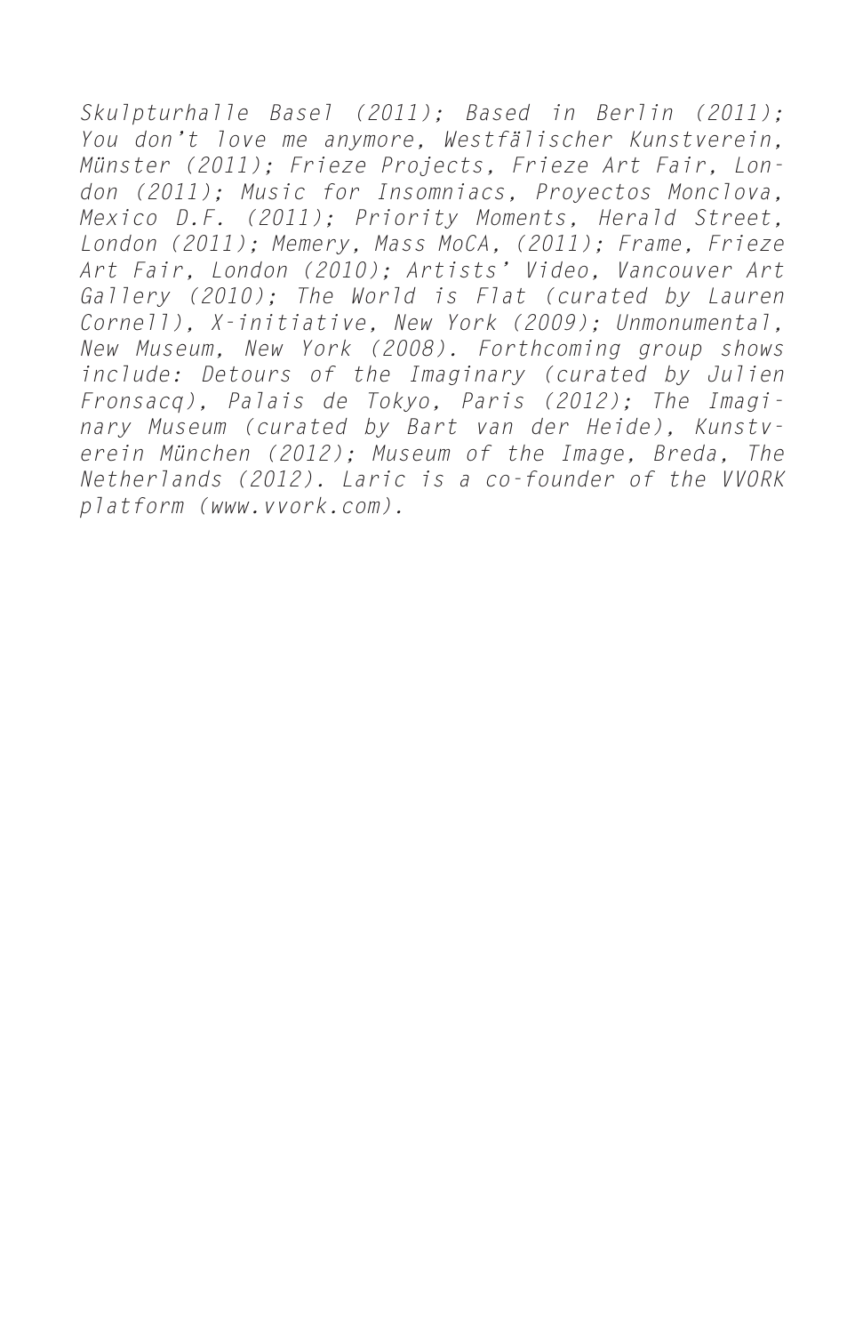*Skulpturhalle Basel (2011); Based in Berlin (2011); You don't love me anymore, Westfälischer Kunstverein, Münster (2011); Frieze Projects, Frieze Art Fair, London (2011); Music for Insomniacs, Proyectos Monclova, Mexico D.F. (2011); Priority Moments, Herald Street, London (2011); Memery, Mass MoCA, (2011); Frame, Frieze Art Fair, London (2010); Artists' Video, Vancouver Art Gallery (2010); The World is Flat (curated by Lauren Cornell), X-initiative, New York (2009); Unmonumental, New Museum, New York (2008). Forthcoming group shows include: Detours of the Imaginary (curated by Julien Fronsacq), Palais de Tokyo, Paris (2012); The Imaginary Museum (curated by Bart van der Heide), Kunstverein München (2012); Museum of the Image, Breda, The Netherlands (2012). Laric is a co-founder of the VVORK platform (www.vvork.com).*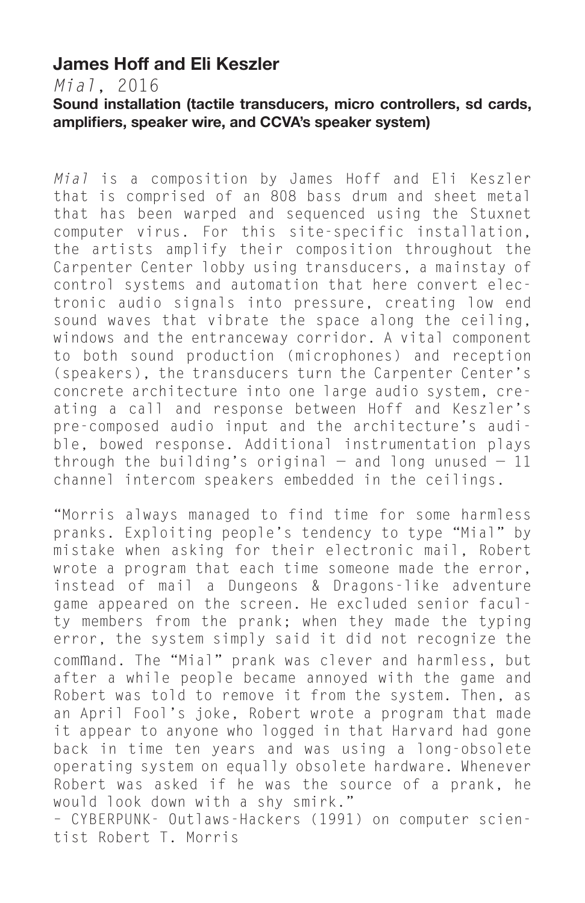**James Hoff and Eli Keszler**

*Mial*, 2016

**Sound installation (tactile transducers, micro controllers, sd cards, amplifiers, speaker wire, and CCVA's speaker system)**

*Mial* is a composition by James Hoff and Eli Keszler that is comprised of an 808 bass drum and sheet metal that has been warped and sequenced using the Stuxnet computer virus. For this site-specific installation, the artists amplify their composition throughout the Carpenter Center lobby using transducers, a mainstay of control systems and automation that here convert electronic audio signals into pressure, creating low end sound waves that vibrate the space along the ceiling, windows and the entranceway corridor. A vital component to both sound production (microphones) and reception (speakers), the transducers turn the Carpenter Center's concrete architecture into one large audio system, creating a call and response between Hoff and Keszler's pre-composed audio input and the architecture's audible, bowed response. Additional instrumentation plays through the building's original — and long unused — 11 channel intercom speakers embedded in the ceilings.

"Morris always managed to find time for some harmless pranks. Exploiting people's tendency to type "Mial" by mistake when asking for their electronic mail, Robert wrote a program that each time someone made the error, instead of mail a Dungeons & Dragons-like adventure game appeared on the screen. He excluded senior faculty members from the prank; when they made the typing error, the system simply said it did not recognize the command. The "Mial" prank was clever and harmless, but after a while people became annoyed with the game and Robert was told to remove it from the system. Then, as an April Fool's joke, Robert wrote a program that made it appear to anyone who logged in that Harvard had gone back in time ten years and was using a long-obsolete operating system on equally obsolete hardware. Whenever Robert was asked if he was the source of a prank, he would look down with a shy smirk."

– CYBERPUNK- Outlaws-Hackers (1991) on computer scientist Robert T. Morris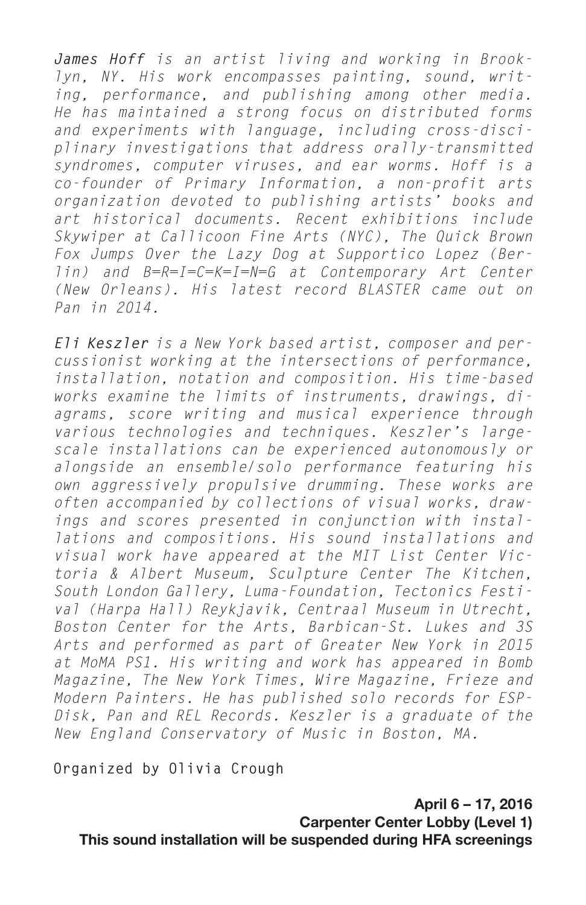***James Hoff*** *is an artist living and working in Brooklyn, NY. His work encompasses painting, sound, writing, performance, and publishing among other media. He has maintained a strong focus on distributed forms and experiments with language, including cross-disciplinary investigations that address orally-transmitted syndromes, computer viruses, and ear worms. Hoff is a co-founder of Primary Information, a non-profit arts organization devoted to publishing artists' books and art historical documents. Recent exhibitions include Skywiper at Callicoon Fine Arts (NYC), The Quick Brown Fox Jumps Over the Lazy Dog at Supportico Lopez (Berlin) and B=R=I=C=K=I=N=G at Contemporary Art Center (New Orleans). His latest record BLASTER came out on Pan in 2014.*

***Eli Keszler*** *is a New York based artist, composer and percussionist working at the intersections of performance, installation, notation and composition. His time-based works examine the limits of instruments, drawings, diagrams, score writing and musical experience through various technologies and techniques. Keszler's large-scale installations can be experienced autonomously or alongside an ensemble/solo performance featuring his own aggressively propulsive drumming. These works are often accompanied by collections of visual works, drawings and scores presented in conjunction with installations and compositions. His sound installations and visual work have appeared at the MIT List Center Victoria & Albert Museum, Sculpture Center The Kitchen, South London Gallery, Luma-Foundation, Tectonics Festival (Harpa Hall) Reykjavik, Centraal Museum in Utrecht, Boston Center for the Arts, Barbican-St. Lukes and 3S Arts and performed as part of Greater New York in 2015 at MoMA PS1. His writing and work has appeared in Bomb Magazine, The New York Times, Wire Magazine, Frieze and Modern Painters. He has published solo records for ESP-Disk, Pan and REL Records. Keszler is a graduate of the New England Conservatory of Music in Boston, MA.*

Organized by Olivia Crough

**April 6 – 17, 2016**
**Carpenter Center Lobby (Level 1)**
**This sound installation will be suspended during HFA screenings**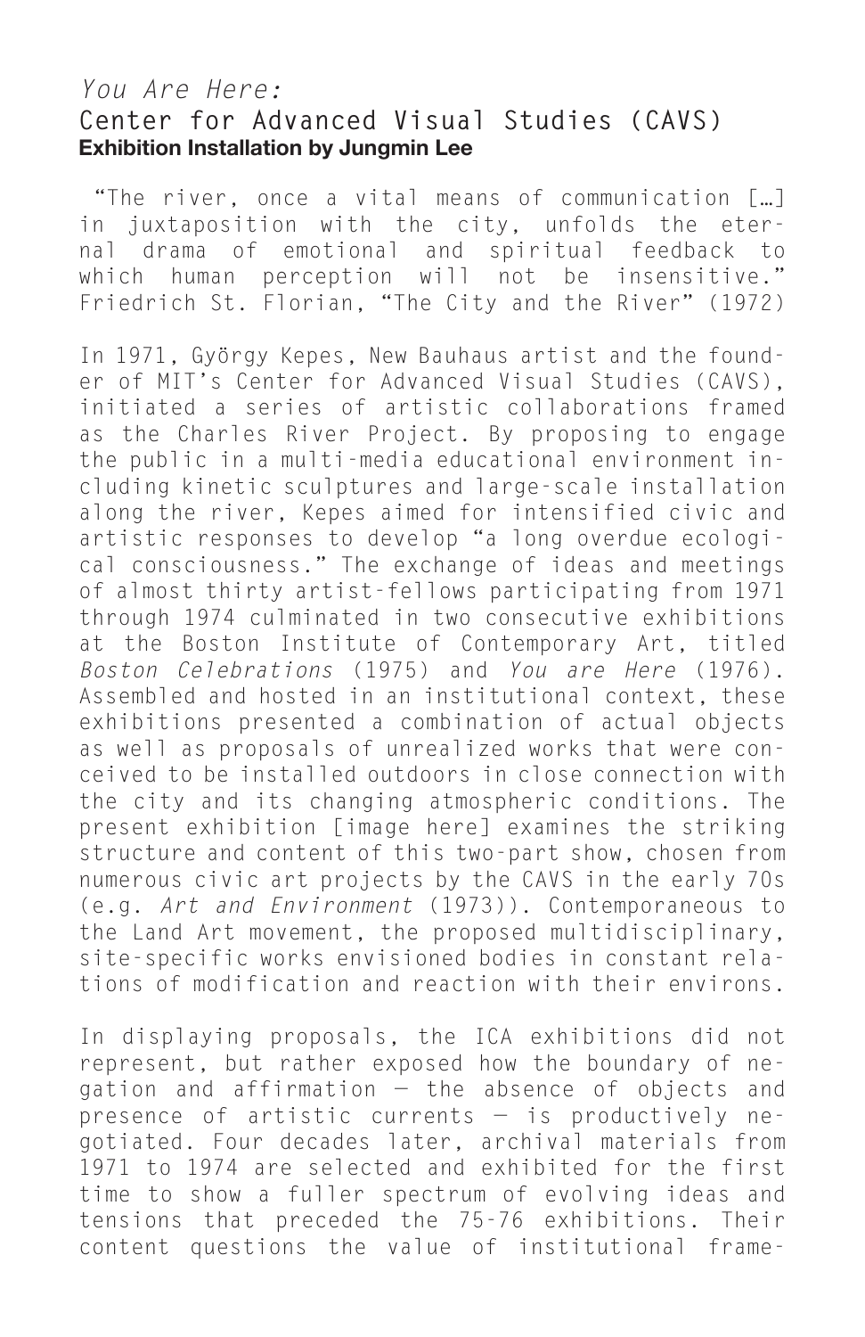*You Are Here:*
## Center for Advanced Visual Studies (CAVS)
**Exhibition Installation by Jungmin Lee**

"The river, once a vital means of communication […] in juxtaposition with the city, unfolds the eternal drama of emotional and spiritual feedback to which human perception will not be insensitive." Friedrich St. Florian, "The City and the River" (1972)

In 1971, György Kepes, New Bauhaus artist and the founder of MIT's Center for Advanced Visual Studies (CAVS), initiated a series of artistic collaborations framed as the Charles River Project. By proposing to engage the public in a multi-media educational environment including kinetic sculptures and large-scale installation along the river, Kepes aimed for intensified civic and artistic responses to develop "a long overdue ecological consciousness." The exchange of ideas and meetings of almost thirty artist-fellows participating from 1971 through 1974 culminated in two consecutive exhibitions at the Boston Institute of Contemporary Art, titled *Boston Celebrations* (1975) and *You are Here* (1976). Assembled and hosted in an institutional context, these exhibitions presented a combination of actual objects as well as proposals of unrealized works that were conceived to be installed outdoors in close connection with the city and its changing atmospheric conditions. The present exhibition [image here] examines the striking structure and content of this two-part show, chosen from numerous civic art projects by the CAVS in the early 70s (e.g. *Art and Environment* (1973)). Contemporaneous to the Land Art movement, the proposed multidisciplinary, site-specific works envisioned bodies in constant relations of modification and reaction with their environs.

In displaying proposals, the ICA exhibitions did not represent, but rather exposed how the boundary of negation and affirmation — the absence of objects and presence of artistic currents — is productively negotiated. Four decades later, archival materials from 1971 to 1974 are selected and exhibited for the first time to show a fuller spectrum of evolving ideas and tensions that preceded the 75-76 exhibitions. Their content questions the value of institutional frame-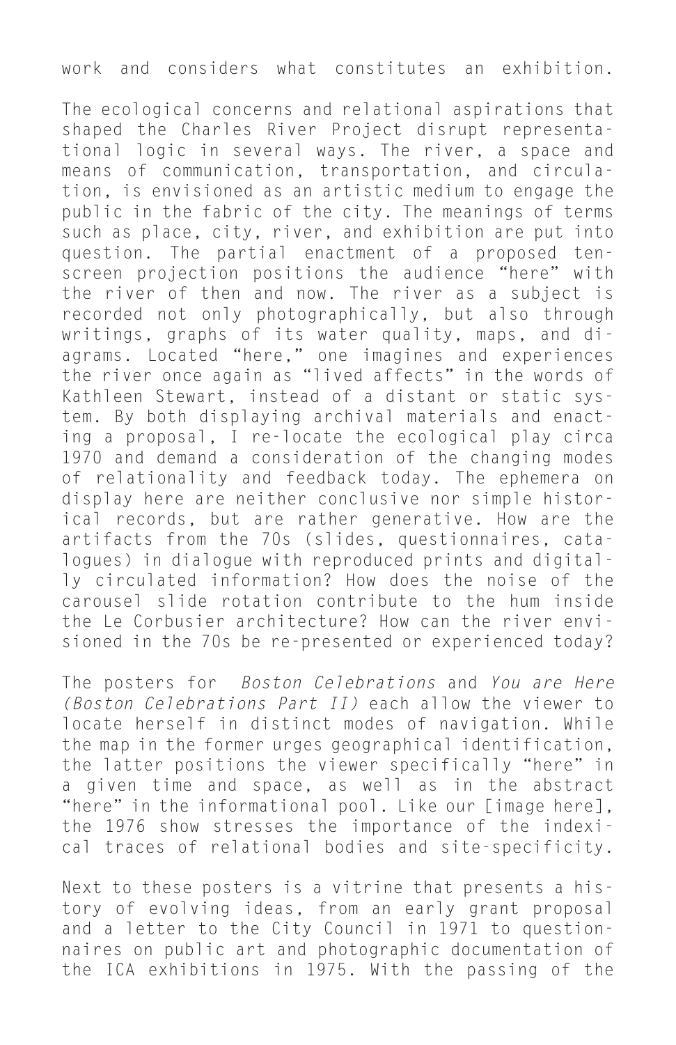work and considers what constitutes an exhibition.

The ecological concerns and relational aspirations that shaped the Charles River Project disrupt representational logic in several ways. The river, a space and means of communication, transportation, and circulation, is envisioned as an artistic medium to engage the public in the fabric of the city. The meanings of terms such as place, city, river, and exhibition are put into question. The partial enactment of a proposed ten-screen projection positions the audience "here" with the river of then and now. The river as a subject is recorded not only photographically, but also through writings, graphs of its water quality, maps, and diagrams. Located "here," one imagines and experiences the river once again as "lived affects" in the words of Kathleen Stewart, instead of a distant or static system. By both displaying archival materials and enacting a proposal, I re-locate the ecological play circa 1970 and demand a consideration of the changing modes of relationality and feedback today. The ephemera on display here are neither conclusive nor simple historical records, but are rather generative. How are the artifacts from the 70s (slides, questionnaires, catalogues) in dialogue with reproduced prints and digitally circulated information? How does the noise of the carousel slide rotation contribute to the hum inside the Le Corbusier architecture? How can the river envisioned in the 70s be re-presented or experienced today?

The posters for *Boston Celebrations* and *You are Here (Boston Celebrations Part II)* each allow the viewer to locate herself in distinct modes of navigation. While the map in the former urges geographical identification, the latter positions the viewer specifically "here" in a given time and space, as well as in the abstract "here" in the informational pool. Like our [image here], the 1976 show stresses the importance of the indexical traces of relational bodies and site-specificity.

Next to these posters is a vitrine that presents a history of evolving ideas, from an early grant proposal and a letter to the City Council in 1971 to questionnaires on public art and photographic documentation of the ICA exhibitions in 1975. With the passing of the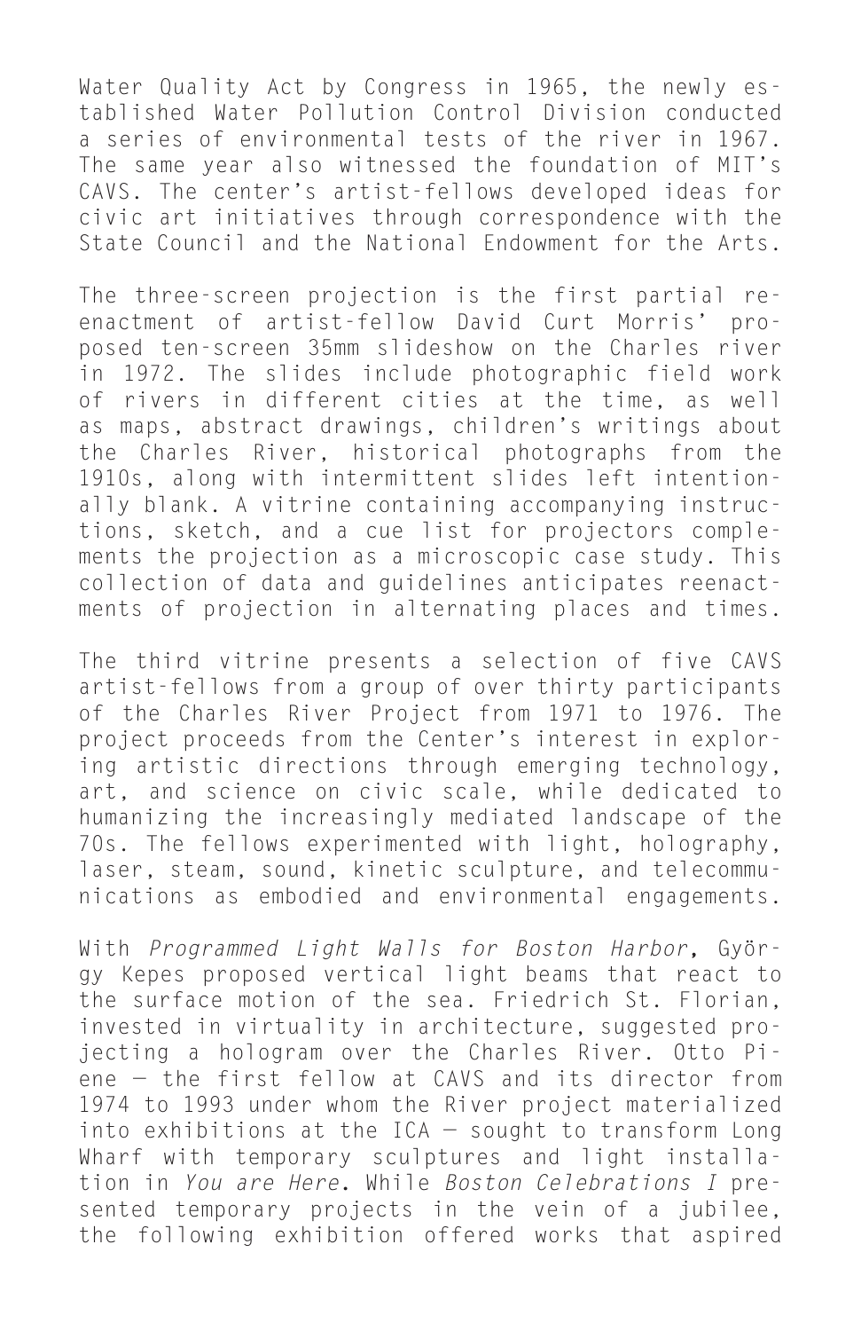Water Quality Act by Congress in 1965, the newly established Water Pollution Control Division conducted a series of environmental tests of the river in 1967. The same year also witnessed the foundation of MIT's CAVS. The center's artist-fellows developed ideas for civic art initiatives through correspondence with the State Council and the National Endowment for the Arts.

The three-screen projection is the first partial reenactment of artist-fellow David Curt Morris' proposed ten-screen 35mm slideshow on the Charles river in 1972. The slides include photographic field work of rivers in different cities at the time, as well as maps, abstract drawings, children's writings about the Charles River, historical photographs from the 1910s, along with intermittent slides left intentionally blank. A vitrine containing accompanying instructions, sketch, and a cue list for projectors complements the projection as a microscopic case study. This collection of data and guidelines anticipates reenactments of projection in alternating places and times.

The third vitrine presents a selection of five CAVS artist-fellows from a group of over thirty participants of the Charles River Project from 1971 to 1976. The project proceeds from the Center's interest in exploring artistic directions through emerging technology, art, and science on civic scale, while dedicated to humanizing the increasingly mediated landscape of the 70s. The fellows experimented with light, holography, laser, steam, sound, kinetic sculpture, and telecommunications as embodied and environmental engagements.

With *Programmed Light Walls for Boston Harbor*, György Kepes proposed vertical light beams that react to the surface motion of the sea. Friedrich St. Florian, invested in virtuality in architecture, suggested projecting a hologram over the Charles River. Otto Piene — the first fellow at CAVS and its director from 1974 to 1993 under whom the River project materialized into exhibitions at the ICA — sought to transform Long Wharf with temporary sculptures and light installation in *You are Here*. While *Boston Celebrations I* presented temporary projects in the vein of a jubilee, the following exhibition offered works that aspired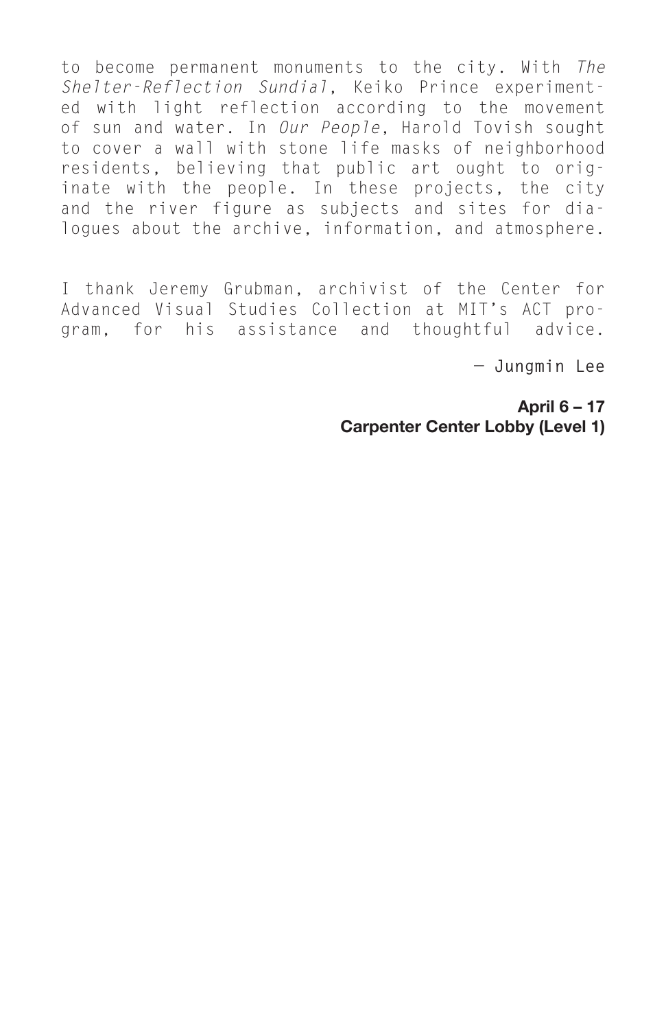to become permanent monuments to the city. With *The Shelter-Reflection Sundial*, Keiko Prince experimented with light reflection according to the movement of sun and water. In *Our People*, Harold Tovish sought to cover a wall with stone life masks of neighborhood residents, believing that public art ought to originate with the people. In these projects, the city and the river figure as subjects and sites for dialogues about the archive, information, and atmosphere.

I thank Jeremy Grubman, archivist of the Center for Advanced Visual Studies Collection at MIT's ACT program, for his assistance and thoughtful advice.

— Jungmin Lee

**April 6 – 17**
**Carpenter Center Lobby (Level 1)**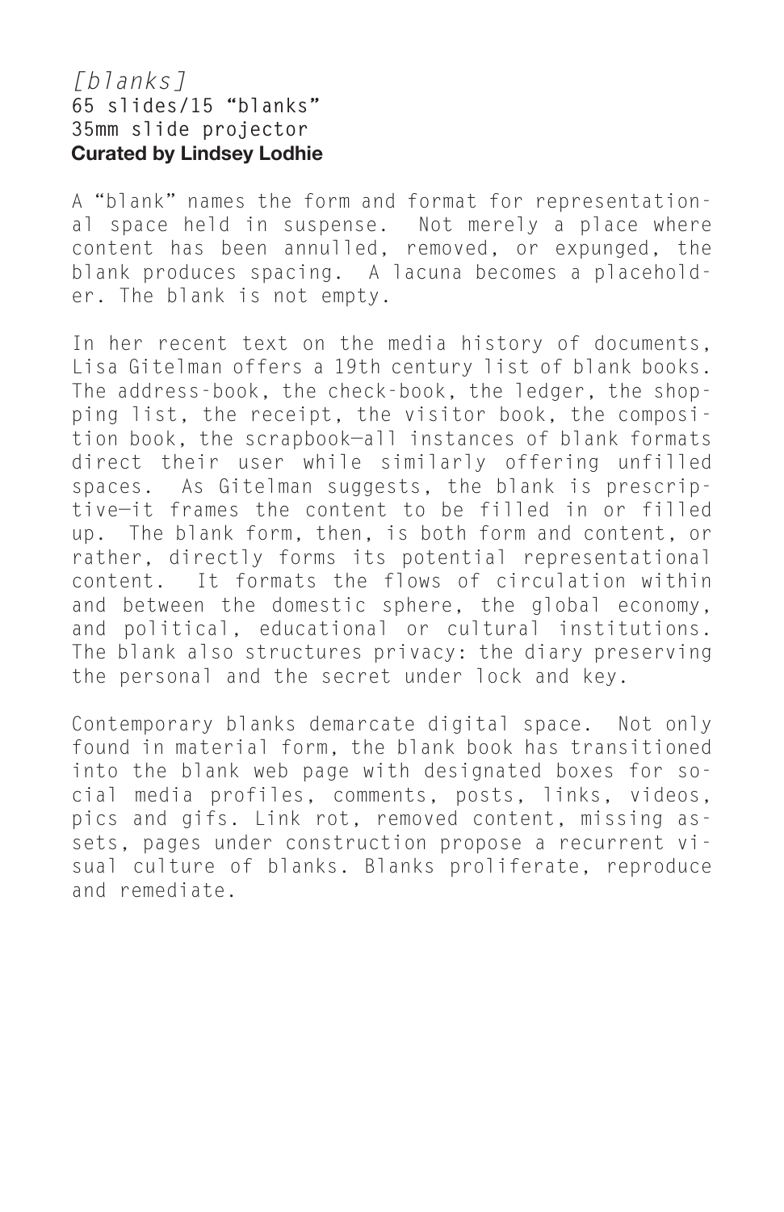*[blanks]*
65 slides/15 "blanks"
35mm slide projector
**Curated by Lindsey Lodhie**

A "blank" names the form and format for representational space held in suspense. Not merely a place where content has been annulled, removed, or expunged, the blank produces spacing. A lacuna becomes a placeholder. The blank is not empty.

In her recent text on the media history of documents, Lisa Gitelman offers a 19th century list of blank books. The address-book, the check-book, the ledger, the shopping list, the receipt, the visitor book, the composition book, the scrapbook—all instances of blank formats direct their user while similarly offering unfilled spaces. As Gitelman suggests, the blank is prescriptive—it frames the content to be filled in or filled up. The blank form, then, is both form and content, or rather, directly forms its potential representational content. It formats the flows of circulation within and between the domestic sphere, the global economy, and political, educational or cultural institutions. The blank also structures privacy: the diary preserving the personal and the secret under lock and key.

Contemporary blanks demarcate digital space. Not only found in material form, the blank book has transitioned into the blank web page with designated boxes for social media profiles, comments, posts, links, videos, pics and gifs. Link rot, removed content, missing assets, pages under construction propose a recurrent visual culture of blanks. Blanks proliferate, reproduce and remediate.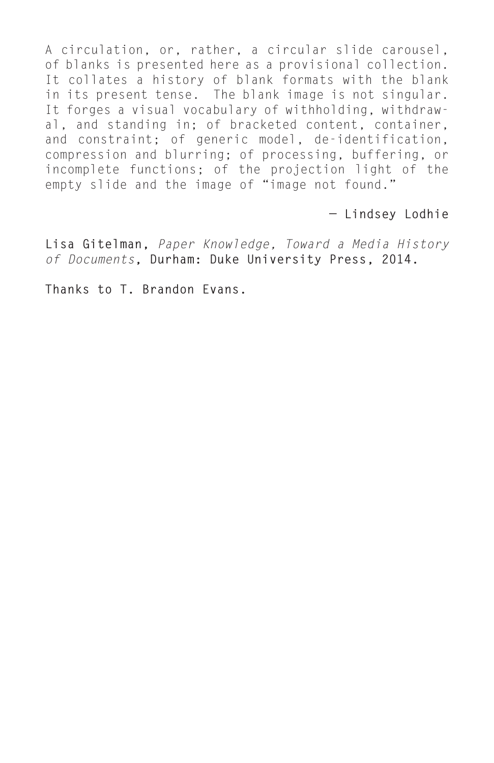A circulation, or, rather, a circular slide carousel, of blanks is presented here as a provisional collection. It collates a history of blank formats with the blank in its present tense. The blank image is not singular. It forges a visual vocabulary of withholding, withdrawal, and standing in; of bracketed content, container, and constraint; of generic model, de-identification, compression and blurring; of processing, buffering, or incomplete functions; of the projection light of the empty slide and the image of “image not found.”

**— Lindsey Lodhie**

**Lisa Gitelman,** *Paper Knowledge, Toward a Media History of Documents*, **Durham: Duke University Press, 2014.**

**Thanks to T. Brandon Evans.**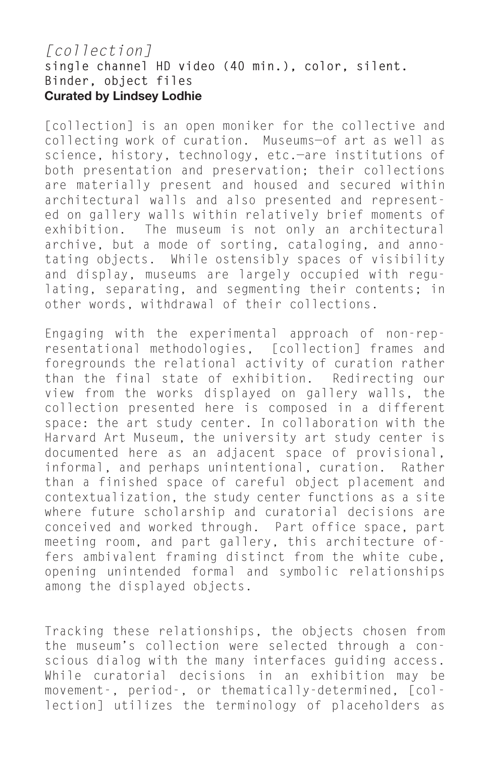*[collection]*
**single channel HD video (40 min.), color, silent.**
**Binder, object files**
**Curated by Lindsey Lodhie**

[collection] is an open moniker for the collective and collecting work of curation. Museums—of art as well as science, history, technology, etc.—are institutions of both presentation and preservation; their collections are materially present and housed and secured within architectural walls and also presented and represented on gallery walls within relatively brief moments of exhibition. The museum is not only an architectural archive, but a mode of sorting, cataloging, and annotating objects. While ostensibly spaces of visibility and display, museums are largely occupied with regulating, separating, and segmenting their contents; in other words, withdrawal of their collections.

Engaging with the experimental approach of non-representational methodologies, [collection] frames and foregrounds the relational activity of curation rather than the final state of exhibition. Redirecting our view from the works displayed on gallery walls, the collection presented here is composed in a different space: the art study center. In collaboration with the Harvard Art Museum, the university art study center is documented here as an adjacent space of provisional, informal, and perhaps unintentional, curation. Rather than a finished space of careful object placement and contextualization, the study center functions as a site where future scholarship and curatorial decisions are conceived and worked through. Part office space, part meeting room, and part gallery, this architecture offers ambivalent framing distinct from the white cube, opening unintended formal and symbolic relationships among the displayed objects.

Tracking these relationships, the objects chosen from the museum's collection were selected through a conscious dialog with the many interfaces guiding access. While curatorial decisions in an exhibition may be movement-, period-, or thematically-determined, [collection] utilizes the terminology of placeholders as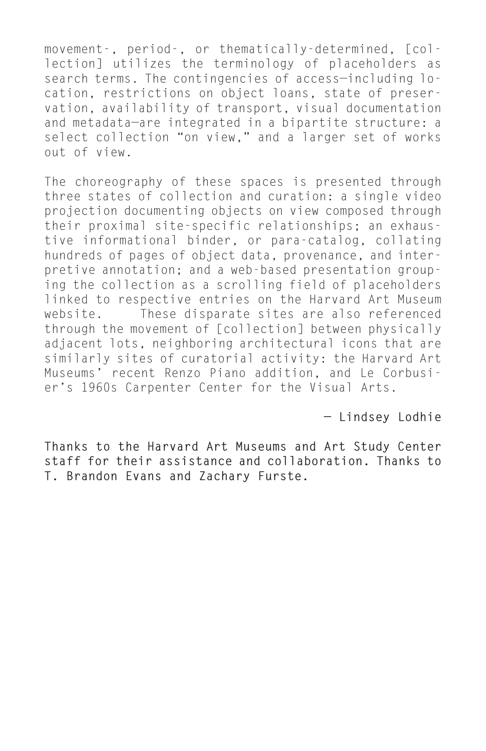movement-, period-, or thematically-determined, [collection] utilizes the terminology of placeholders as search terms. The contingencies of access—including location, restrictions on object loans, state of preservation, availability of transport, visual documentation and metadata—are integrated in a bipartite structure: a select collection "on view," and a larger set of works out of view.

The choreography of these spaces is presented through three states of collection and curation: a single video projection documenting objects on view composed through their proximal site-specific relationships; an exhaustive informational binder, or para-catalog, collating hundreds of pages of object data, provenance, and interpretive annotation; and a web-based presentation grouping the collection as a scrolling field of placeholders linked to respective entries on the Harvard Art Museum website. These disparate sites are also referenced through the movement of [collection] between physically adjacent lots, neighboring architectural icons that are similarly sites of curatorial activity: the Harvard Art Museums' recent Renzo Piano addition, and Le Corbusier's 1960s Carpenter Center for the Visual Arts.

**— Lindsey Lodhie**

**Thanks to the Harvard Art Museums and Art Study Center staff for their assistance and collaboration. Thanks to T. Brandon Evans and Zachary Furste.**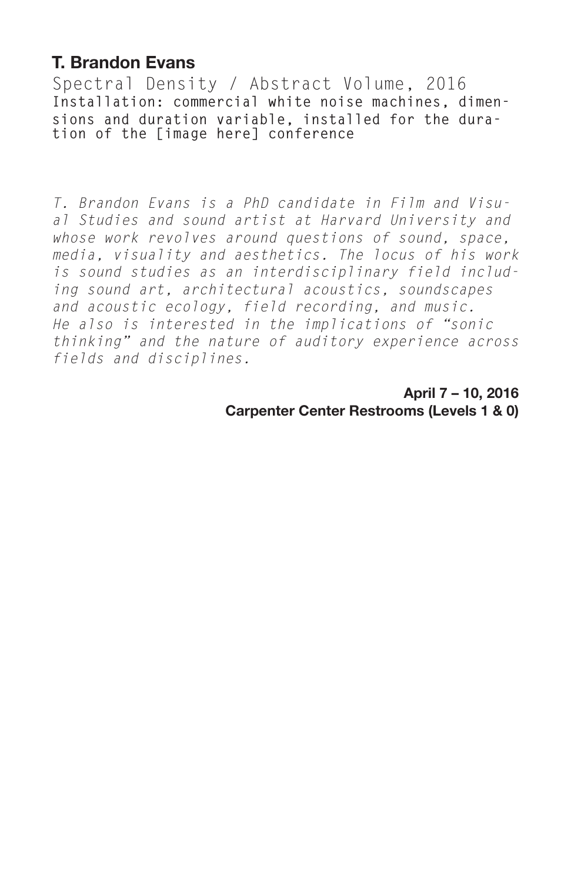## T. Brandon Evans

Spectral Density / Abstract Volume, 2016
Installation: commercial white noise machines, dimensions and duration variable, installed for the duration of the [image here] conference

*T. Brandon Evans is a PhD candidate in Film and Visual Studies and sound artist at Harvard University and whose work revolves around questions of sound, space, media, visuality and aesthetics. The locus of his work is sound studies as an interdisciplinary field including sound art, architectural acoustics, soundscapes and acoustic ecology, field recording, and music. He also is interested in the implications of "sonic thinking" and the nature of auditory experience across fields and disciplines.*

**April 7 – 10, 2016**
**Carpenter Center Restrooms (Levels 1 & 0)**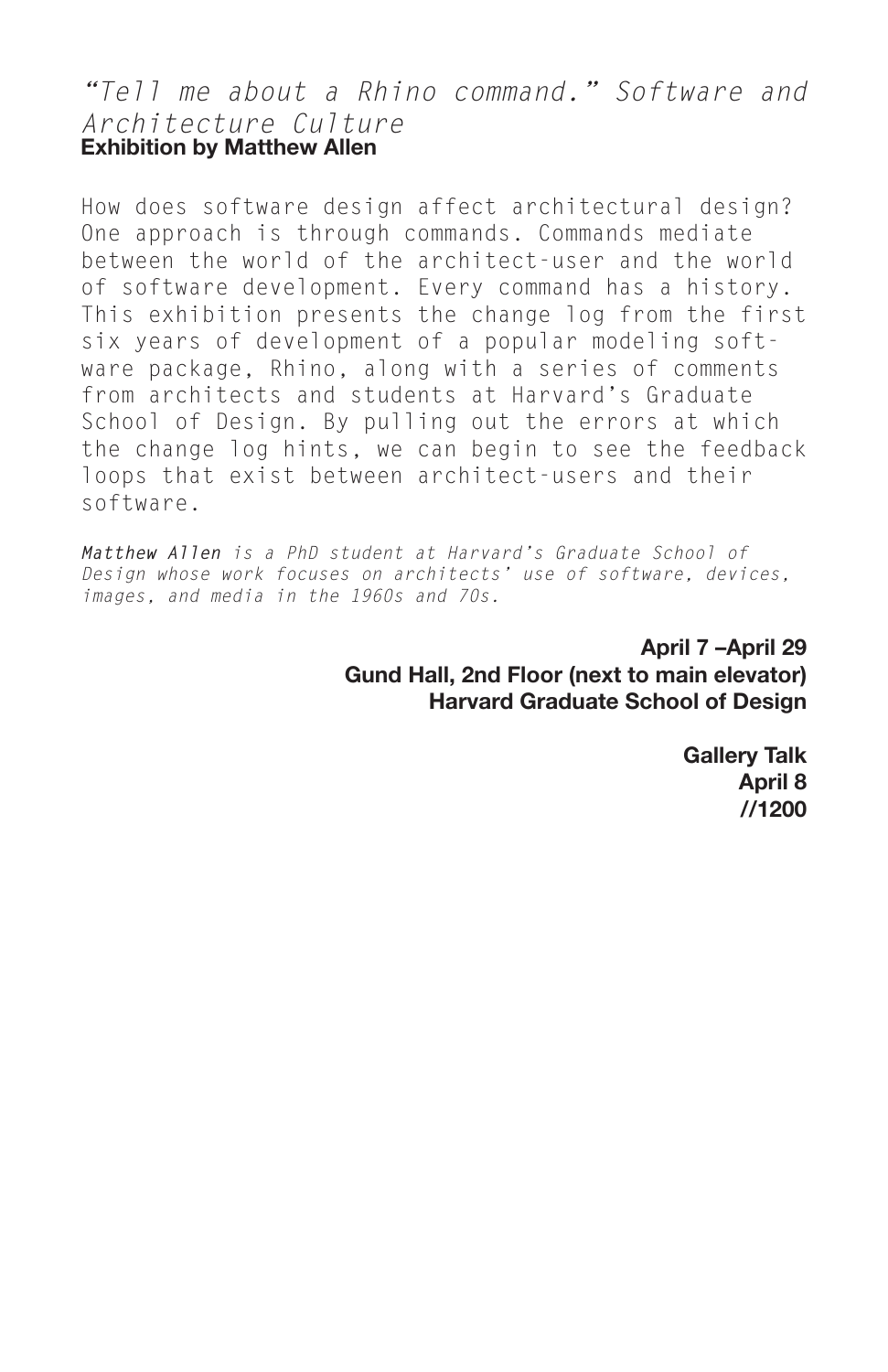# *"Tell me about a Rhino command." Software and Architecture Culture*

**Exhibition by Matthew Allen**

How does software design affect architectural design? One approach is through commands. Commands mediate between the world of the architect-user and the world of software development. Every command has a history. This exhibition presents the change log from the first six years of development of a popular modeling software package, Rhino, along with a series of comments from architects and students at Harvard's Graduate School of Design. By pulling out the errors at which the change log hints, we can begin to see the feedback loops that exist between architect-users and their software.

***Matthew Allen*** *is a PhD student at Harvard's Graduate School of Design whose work focuses on architects' use of software, devices, images, and media in the 1960s and 70s.*

**April 7 –April 29**
**Gund Hall, 2nd Floor (next to main elevator)**
**Harvard Graduate School of Design**

**Gallery Talk**
**April 8**
**//1200**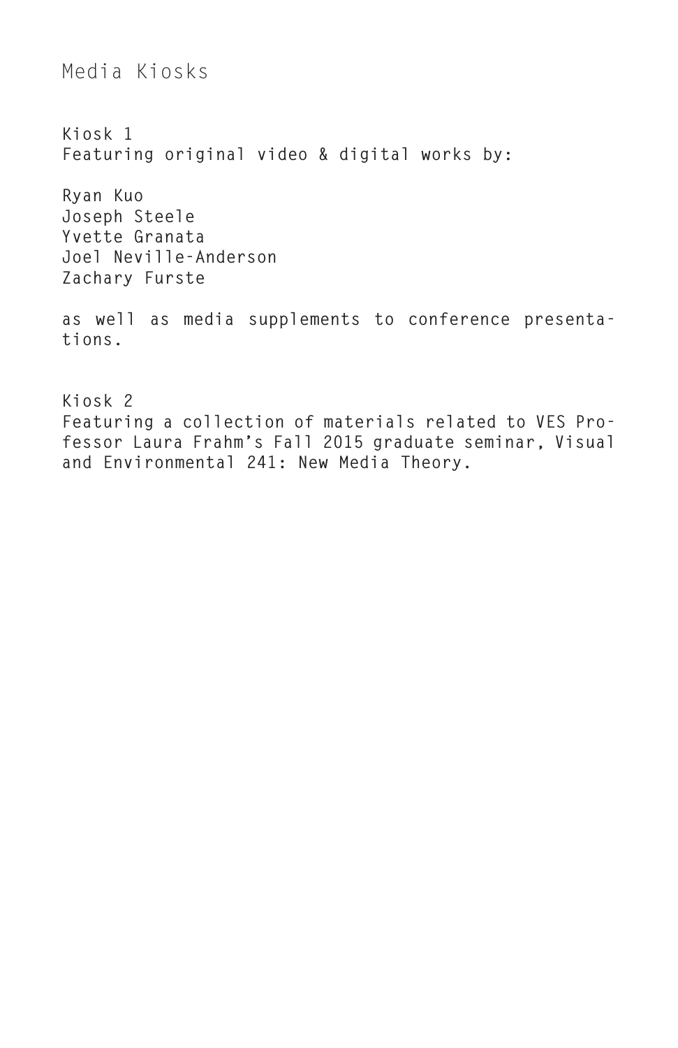# Media Kiosks

**Kiosk 1**
**Featuring original video & digital works by:**

**Ryan Kuo**
**Joseph Steele**
**Yvette Granata**
**Joel Neville-Anderson**
**Zachary Furste**

**as well as media supplements to conference presentations.**

**Kiosk 2**
**Featuring a collection of materials related to VES Professor Laura Frahm's Fall 2015 graduate seminar, Visual and Environmental 241: New Media Theory.**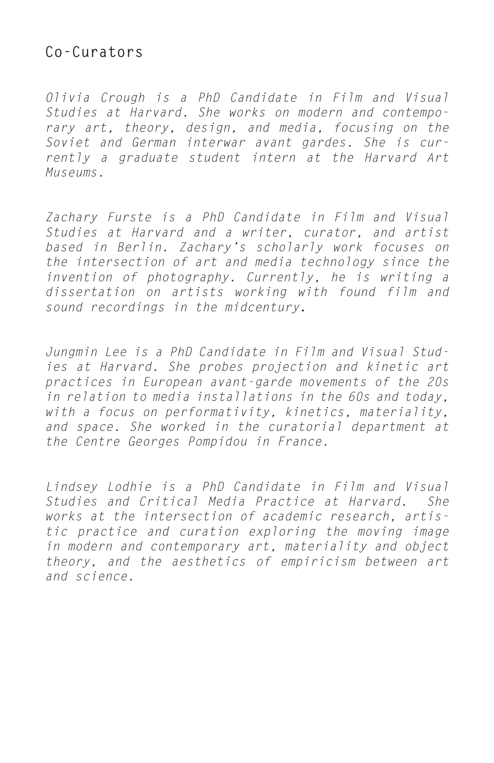## Co-Curators

*Olivia Crough is a PhD Candidate in Film and Visual Studies at Harvard. She works on modern and contemporary art, theory, design, and media, focusing on the Soviet and German interwar avant gardes. She is currently a graduate student intern at the Harvard Art Museums.*

*Zachary Furste is a PhD Candidate in Film and Visual Studies at Harvard and a writer, curator, and artist based in Berlin. Zachary's scholarly work focuses on the intersection of art and media technology since the invention of photography. Currently, he is writing a dissertation on artists working with found film and sound recordings in the midcentury.*

*Jungmin Lee is a PhD Candidate in Film and Visual Studies at Harvard. She probes projection and kinetic art practices in European avant-garde movements of the 20s in relation to media installations in the 60s and today, with a focus on performativity, kinetics, materiality, and space. She worked in the curatorial department at the Centre Georges Pompidou in France.*

*Lindsey Lodhie is a PhD Candidate in Film and Visual Studies and Critical Media Practice at Harvard. She works at the intersection of academic research, artistic practice and curation exploring the moving image in modern and contemporary art, materiality and object theory, and the aesthetics of empiricism between art and science.*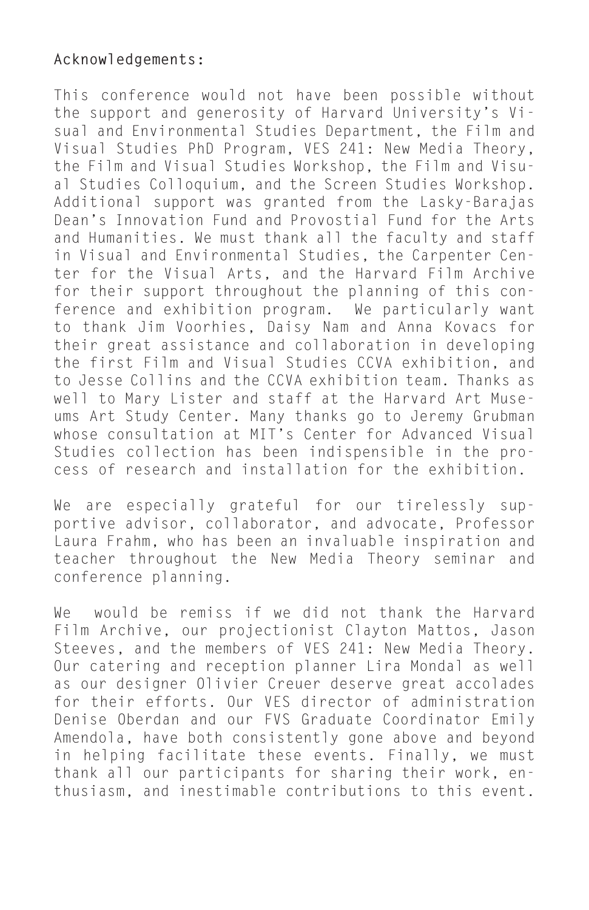**Acknowledgements:**

This conference would not have been possible without the support and generosity of Harvard University's Visual and Environmental Studies Department, the Film and Visual Studies PhD Program, VES 241: New Media Theory, the Film and Visual Studies Workshop, the Film and Visual Studies Colloquium, and the Screen Studies Workshop. Additional support was granted from the Lasky-Barajas Dean's Innovation Fund and Provostial Fund for the Arts and Humanities. We must thank all the faculty and staff in Visual and Environmental Studies, the Carpenter Center for the Visual Arts, and the Harvard Film Archive for their support throughout the planning of this conference and exhibition program. We particularly want to thank Jim Voorhies, Daisy Nam and Anna Kovacs for their great assistance and collaboration in developing the first Film and Visual Studies CCVA exhibition, and to Jesse Collins and the CCVA exhibition team. Thanks as well to Mary Lister and staff at the Harvard Art Museums Art Study Center. Many thanks go to Jeremy Grubman whose consultation at MIT's Center for Advanced Visual Studies collection has been indispensible in the process of research and installation for the exhibition.

We are especially grateful for our tirelessly supportive advisor, collaborator, and advocate, Professor Laura Frahm, who has been an invaluable inspiration and teacher throughout the New Media Theory seminar and conference planning.

We would be remiss if we did not thank the Harvard Film Archive, our projectionist Clayton Mattos, Jason Steeves, and the members of VES 241: New Media Theory. Our catering and reception planner Lira Mondal as well as our designer Olivier Creuer deserve great accolades for their efforts. Our VES director of administration Denise Oberdan and our FVS Graduate Coordinator Emily Amendola, have both consistently gone above and beyond in helping facilitate these events. Finally, we must thank all our participants for sharing their work, enthusiasm, and inestimable contributions to this event.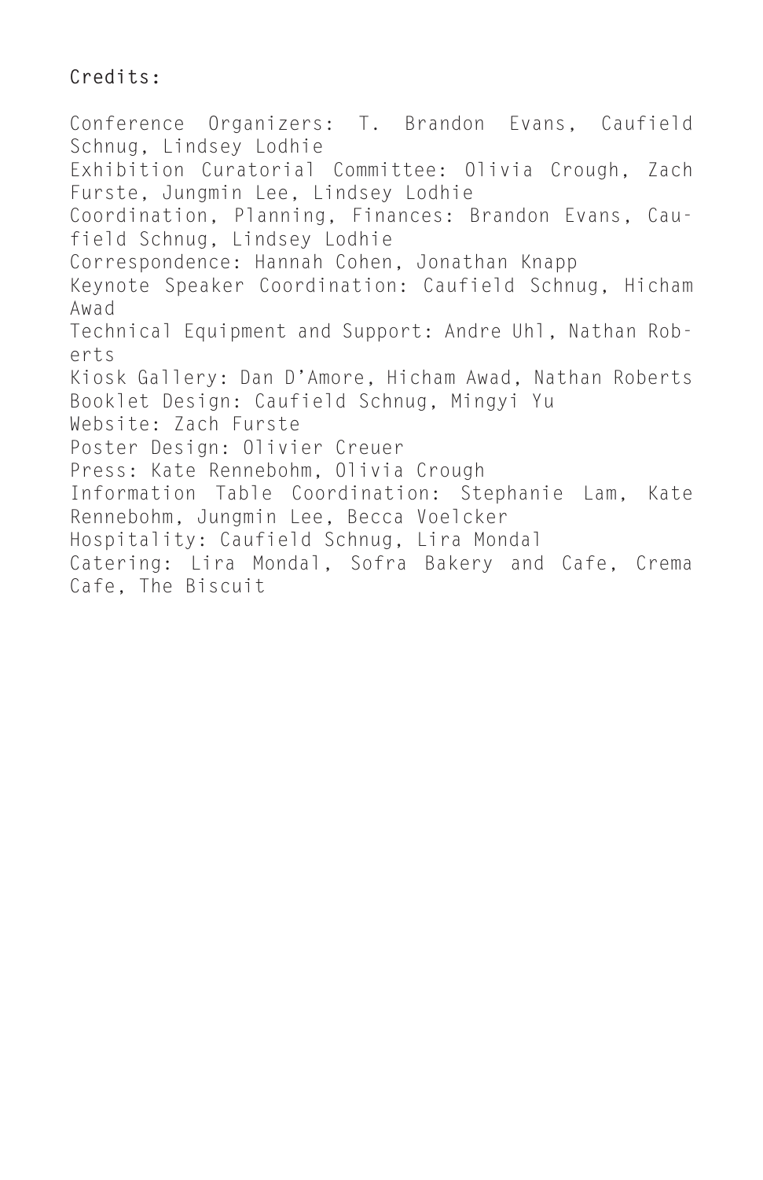**Credits:**

Conference Organizers: T. Brandon Evans, Caufield Schnug, Lindsey Lodhie
Exhibition Curatorial Committee: Olivia Crough, Zach Furste, Jungmin Lee, Lindsey Lodhie
Coordination, Planning, Finances: Brandon Evans, Caufield Schnug, Lindsey Lodhie
Correspondence: Hannah Cohen, Jonathan Knapp
Keynote Speaker Coordination: Caufield Schnug, Hicham Awad
Technical Equipment and Support: Andre Uhl, Nathan Roberts
Kiosk Gallery: Dan D'Amore, Hicham Awad, Nathan Roberts
Booklet Design: Caufield Schnug, Mingyi Yu
Website: Zach Furste
Poster Design: Olivier Creuer
Press: Kate Rennebohm, Olivia Crough
Information Table Coordination: Stephanie Lam, Kate Rennebohm, Jungmin Lee, Becca Voelcker
Hospitality: Caufield Schnug, Lira Mondal
Catering: Lira Mondal, Sofra Bakery and Cafe, Crema Cafe, The Biscuit